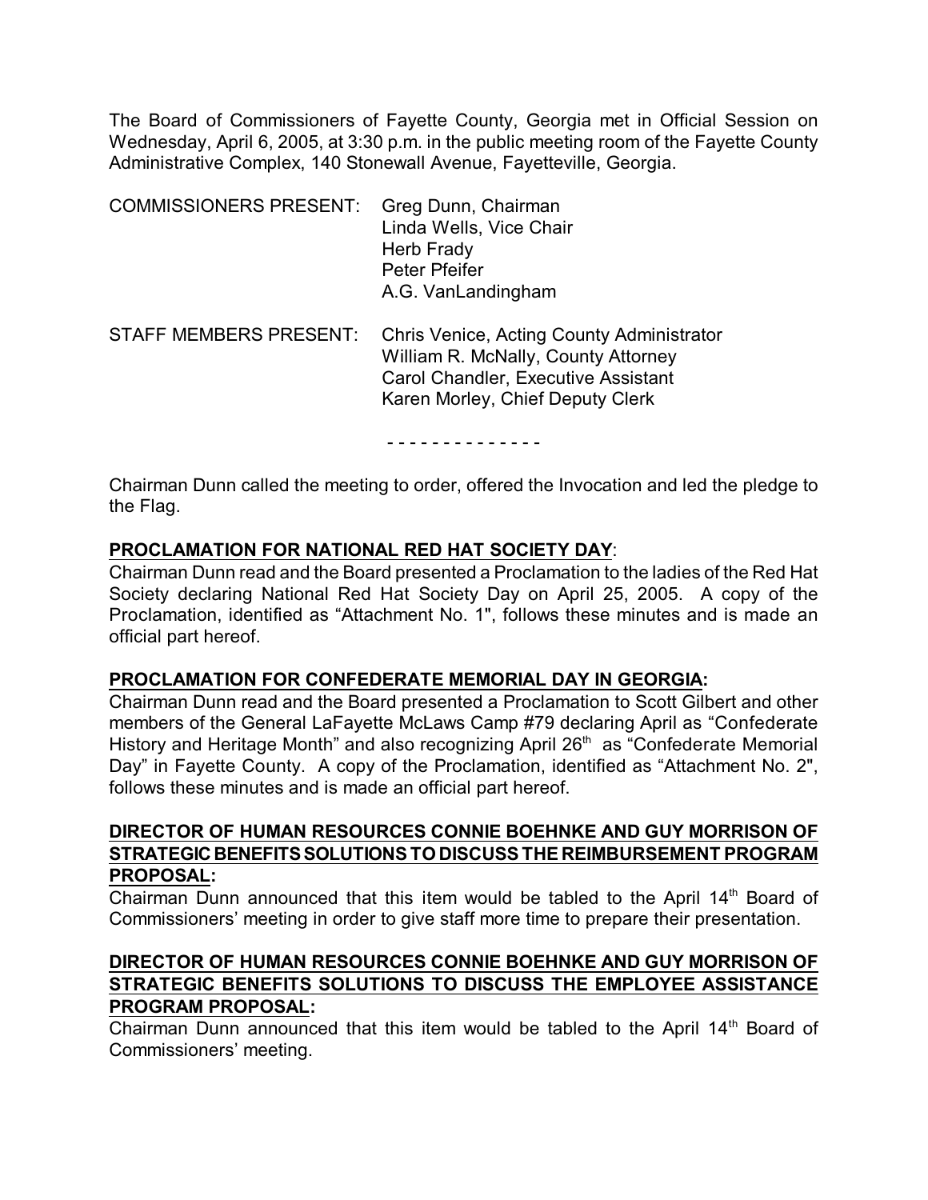The Board of Commissioners of Fayette County, Georgia met in Official Session on Wednesday, April 6, 2005, at 3:30 p.m. in the public meeting room of the Fayette County Administrative Complex, 140 Stonewall Avenue, Fayetteville, Georgia.

COMMISSIONERS PRESENT: Greg Dunn, Chairman
Linda Wells, Vice Chair
Herb Frady
Peter Pfeifer
A.G. VanLandingham

STAFF MEMBERS PRESENT: Chris Venice, Acting County Administrator
William R. McNally, County Attorney
Carol Chandler, Executive Assistant
Karen Morley, Chief Deputy Clerk

- - - - - - - - - - - - - -

Chairman Dunn called the meeting to order, offered the Invocation and led the pledge to the Flag.

**PROCLAMATION FOR NATIONAL RED HAT SOCIETY DAY**:
Chairman Dunn read and the Board presented a Proclamation to the ladies of the Red Hat Society declaring National Red Hat Society Day on April 25, 2005. A copy of the Proclamation, identified as "Attachment No. 1", follows these minutes and is made an official part hereof.

**PROCLAMATION FOR CONFEDERATE MEMORIAL DAY IN GEORGIA:**
Chairman Dunn read and the Board presented a Proclamation to Scott Gilbert and other members of the General LaFayette McLaws Camp #79 declaring April as "Confederate History and Heritage Month" and also recognizing April 26th as "Confederate Memorial Day" in Fayette County. A copy of the Proclamation, identified as "Attachment No. 2", follows these minutes and is made an official part hereof.

**DIRECTOR OF HUMAN RESOURCES CONNIE BOEHNKE AND GUY MORRISON OF STRATEGIC BENEFITS SOLUTIONS TO DISCUSS THE REIMBURSEMENT PROGRAM PROPOSAL:**
Chairman Dunn announced that this item would be tabled to the April 14th Board of Commissioners' meeting in order to give staff more time to prepare their presentation.

**DIRECTOR OF HUMAN RESOURCES CONNIE BOEHNKE AND GUY MORRISON OF STRATEGIC BENEFITS SOLUTIONS TO DISCUSS THE EMPLOYEE ASSISTANCE PROGRAM PROPOSAL:**
Chairman Dunn announced that this item would be tabled to the April 14th Board of Commissioners' meeting.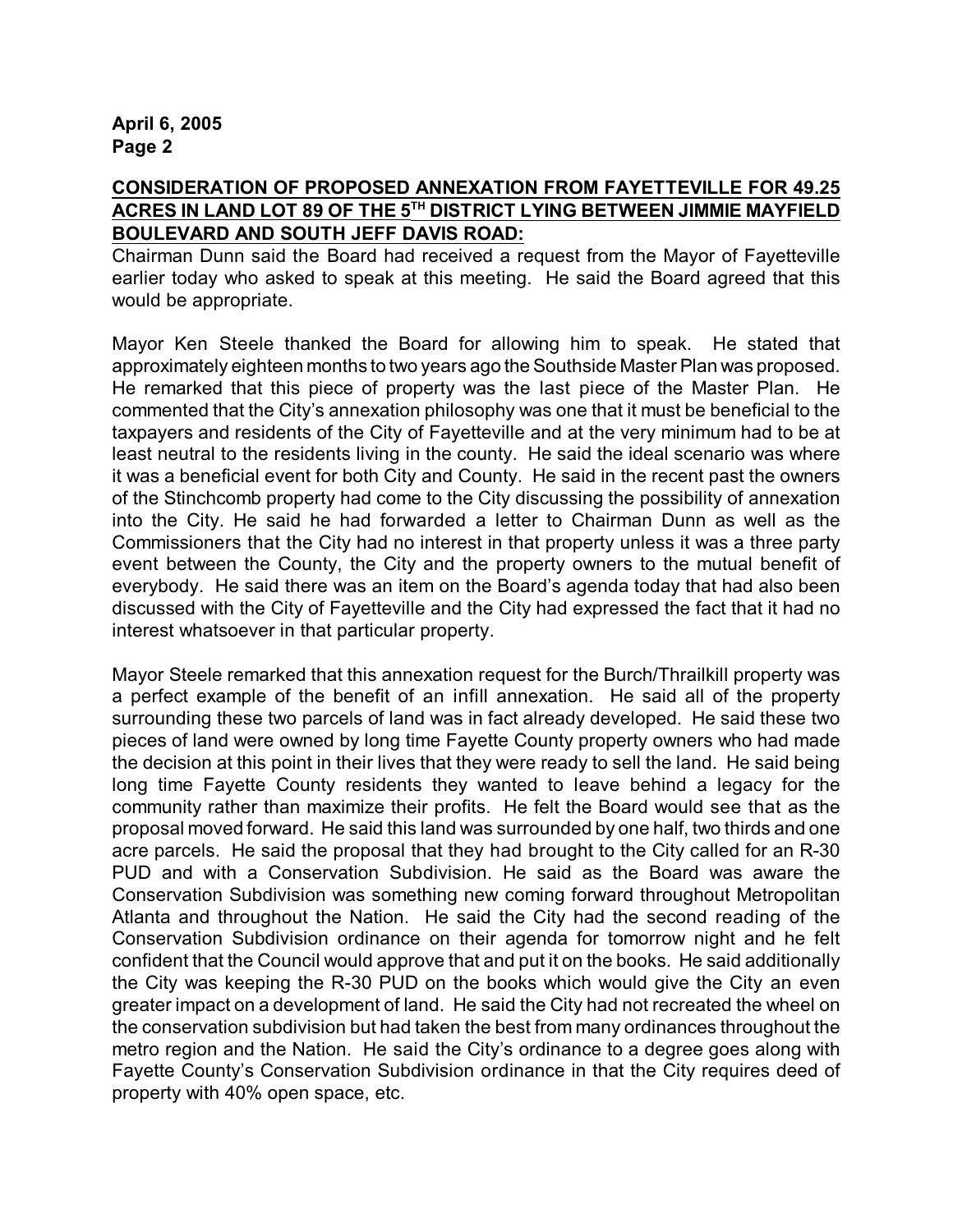**CONSIDERATION OF PROPOSED ANNEXATION FROM FAYETTEVILLE FOR 49.25 ACRES IN LAND LOT 89 OF THE 5TH DISTRICT LYING BETWEEN JIMMIE MAYFIELD BOULEVARD AND SOUTH JEFF DAVIS ROAD:**

Chairman Dunn said the Board had received a request from the Mayor of Fayetteville earlier today who asked to speak at this meeting. He said the Board agreed that this would be appropriate.

Mayor Ken Steele thanked the Board for allowing him to speak. He stated that approximately eighteen months to two years ago the Southside Master Plan was proposed. He remarked that this piece of property was the last piece of the Master Plan. He commented that the City's annexation philosophy was one that it must be beneficial to the taxpayers and residents of the City of Fayetteville and at the very minimum had to be at least neutral to the residents living in the county. He said the ideal scenario was where it was a beneficial event for both City and County. He said in the recent past the owners of the Stinchcomb property had come to the City discussing the possibility of annexation into the City. He said he had forwarded a letter to Chairman Dunn as well as the Commissioners that the City had no interest in that property unless it was a three party event between the County, the City and the property owners to the mutual benefit of everybody. He said there was an item on the Board's agenda today that had also been discussed with the City of Fayetteville and the City had expressed the fact that it had no interest whatsoever in that particular property.

Mayor Steele remarked that this annexation request for the Burch/Thrailkill property was a perfect example of the benefit of an infill annexation. He said all of the property surrounding these two parcels of land was in fact already developed. He said these two pieces of land were owned by long time Fayette County property owners who had made the decision at this point in their lives that they were ready to sell the land. He said being long time Fayette County residents they wanted to leave behind a legacy for the community rather than maximize their profits. He felt the Board would see that as the proposal moved forward. He said this land was surrounded by one half, two thirds and one acre parcels. He said the proposal that they had brought to the City called for an R-30 PUD and with a Conservation Subdivision. He said as the Board was aware the Conservation Subdivision was something new coming forward throughout Metropolitan Atlanta and throughout the Nation. He said the City had the second reading of the Conservation Subdivision ordinance on their agenda for tomorrow night and he felt confident that the Council would approve that and put it on the books. He said additionally the City was keeping the R-30 PUD on the books which would give the City an even greater impact on a development of land. He said the City had not recreated the wheel on the conservation subdivision but had taken the best from many ordinances throughout the metro region and the Nation. He said the City's ordinance to a degree goes along with Fayette County's Conservation Subdivision ordinance in that the City requires deed of property with 40% open space, etc.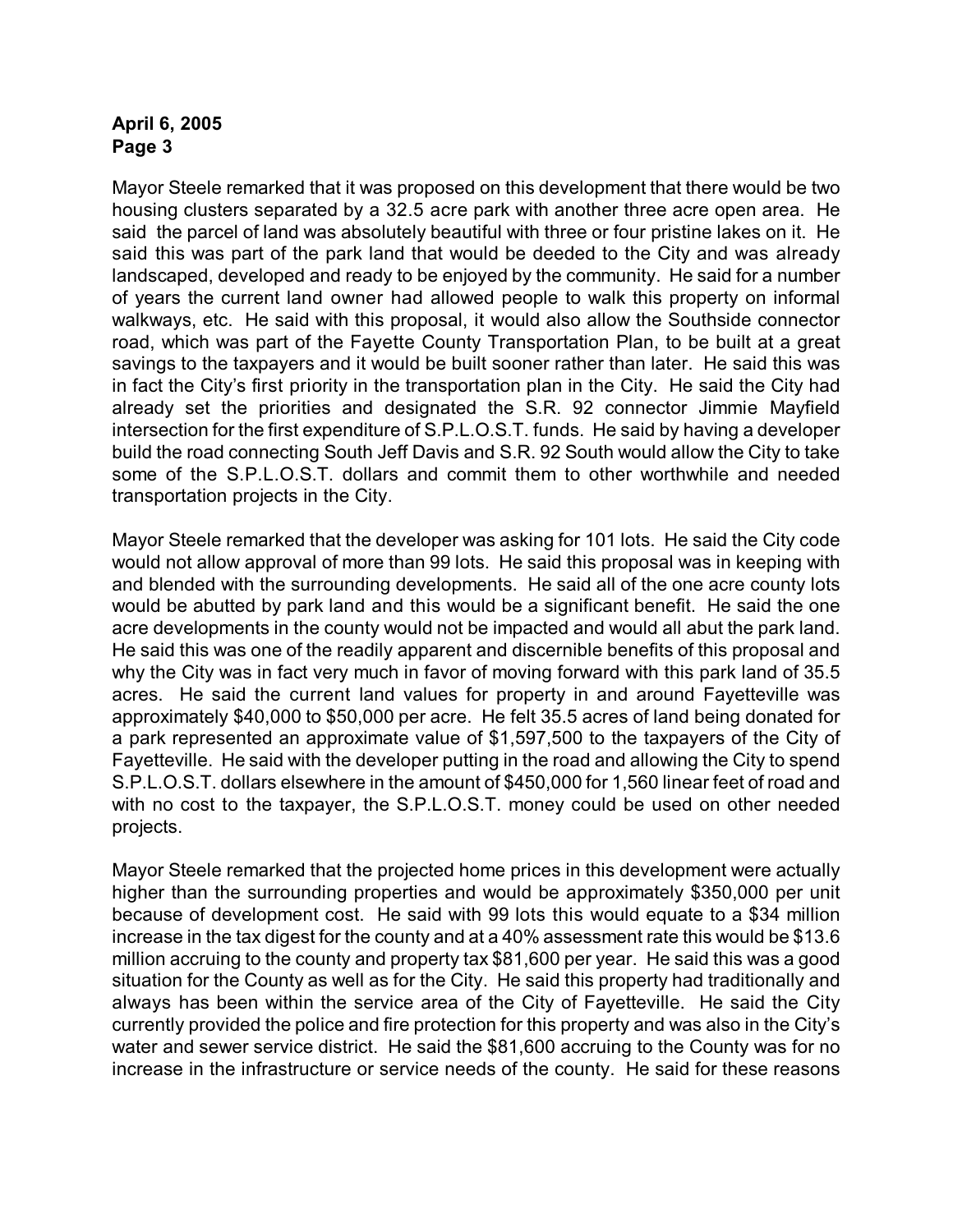Mayor Steele remarked that it was proposed on this development that there would be two housing clusters separated by a 32.5 acre park with another three acre open area. He said the parcel of land was absolutely beautiful with three or four pristine lakes on it. He said this was part of the park land that would be deeded to the City and was already landscaped, developed and ready to be enjoyed by the community. He said for a number of years the current land owner had allowed people to walk this property on informal walkways, etc. He said with this proposal, it would also allow the Southside connector road, which was part of the Fayette County Transportation Plan, to be built at a great savings to the taxpayers and it would be built sooner rather than later. He said this was in fact the City's first priority in the transportation plan in the City. He said the City had already set the priorities and designated the S.R. 92 connector Jimmie Mayfield intersection for the first expenditure of S.P.L.O.S.T. funds. He said by having a developer build the road connecting South Jeff Davis and S.R. 92 South would allow the City to take some of the S.P.L.O.S.T. dollars and commit them to other worthwhile and needed transportation projects in the City.

Mayor Steele remarked that the developer was asking for 101 lots. He said the City code would not allow approval of more than 99 lots. He said this proposal was in keeping with and blended with the surrounding developments. He said all of the one acre county lots would be abutted by park land and this would be a significant benefit. He said the one acre developments in the county would not be impacted and would all abut the park land. He said this was one of the readily apparent and discernible benefits of this proposal and why the City was in fact very much in favor of moving forward with this park land of 35.5 acres. He said the current land values for property in and around Fayetteville was approximately $40,000 to $50,000 per acre. He felt 35.5 acres of land being donated for a park represented an approximate value of $1,597,500 to the taxpayers of the City of Fayetteville. He said with the developer putting in the road and allowing the City to spend S.P.L.O.S.T. dollars elsewhere in the amount of $450,000 for 1,560 linear feet of road and with no cost to the taxpayer, the S.P.L.O.S.T. money could be used on other needed projects.

Mayor Steele remarked that the projected home prices in this development were actually higher than the surrounding properties and would be approximately $350,000 per unit because of development cost. He said with 99 lots this would equate to a $34 million increase in the tax digest for the county and at a 40% assessment rate this would be $13.6 million accruing to the county and property tax $81,600 per year. He said this was a good situation for the County as well as for the City. He said this property had traditionally and always has been within the service area of the City of Fayetteville. He said the City currently provided the police and fire protection for this property and was also in the City's water and sewer service district. He said the $81,600 accruing to the County was for no increase in the infrastructure or service needs of the county. He said for these reasons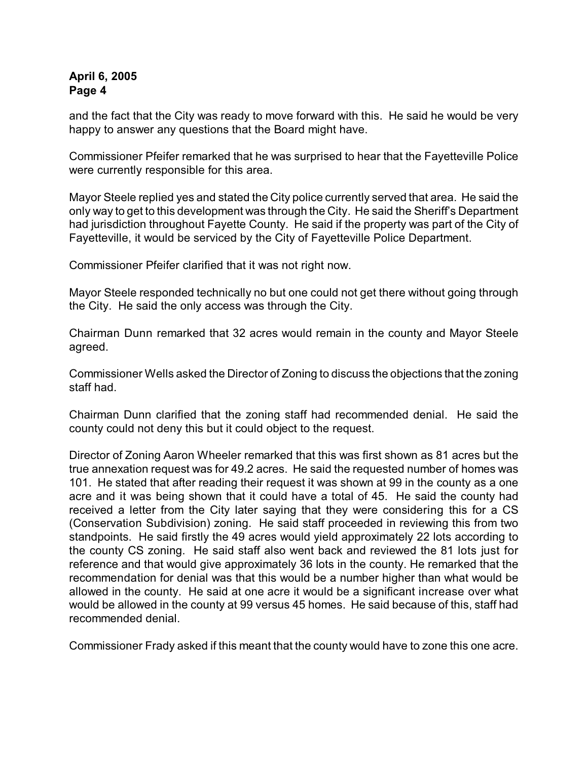and the fact that the City was ready to move forward with this. He said he would be very happy to answer any questions that the Board might have.

Commissioner Pfeifer remarked that he was surprised to hear that the Fayetteville Police were currently responsible for this area.

Mayor Steele replied yes and stated the City police currently served that area. He said the only way to get to this development was through the City. He said the Sheriff's Department had jurisdiction throughout Fayette County. He said if the property was part of the City of Fayetteville, it would be serviced by the City of Fayetteville Police Department.

Commissioner Pfeifer clarified that it was not right now.

Mayor Steele responded technically no but one could not get there without going through the City. He said the only access was through the City.

Chairman Dunn remarked that 32 acres would remain in the county and Mayor Steele agreed.

Commissioner Wells asked the Director of Zoning to discuss the objections that the zoning staff had.

Chairman Dunn clarified that the zoning staff had recommended denial. He said the county could not deny this but it could object to the request.

Director of Zoning Aaron Wheeler remarked that this was first shown as 81 acres but the true annexation request was for 49.2 acres. He said the requested number of homes was 101. He stated that after reading their request it was shown at 99 in the county as a one acre and it was being shown that it could have a total of 45. He said the county had received a letter from the City later saying that they were considering this for a CS (Conservation Subdivision) zoning. He said staff proceeded in reviewing this from two standpoints. He said firstly the 49 acres would yield approximately 22 lots according to the county CS zoning. He said staff also went back and reviewed the 81 lots just for reference and that would give approximately 36 lots in the county. He remarked that the recommendation for denial was that this would be a number higher than what would be allowed in the county. He said at one acre it would be a significant increase over what would be allowed in the county at 99 versus 45 homes. He said because of this, staff had recommended denial.

Commissioner Frady asked if this meant that the county would have to zone this one acre.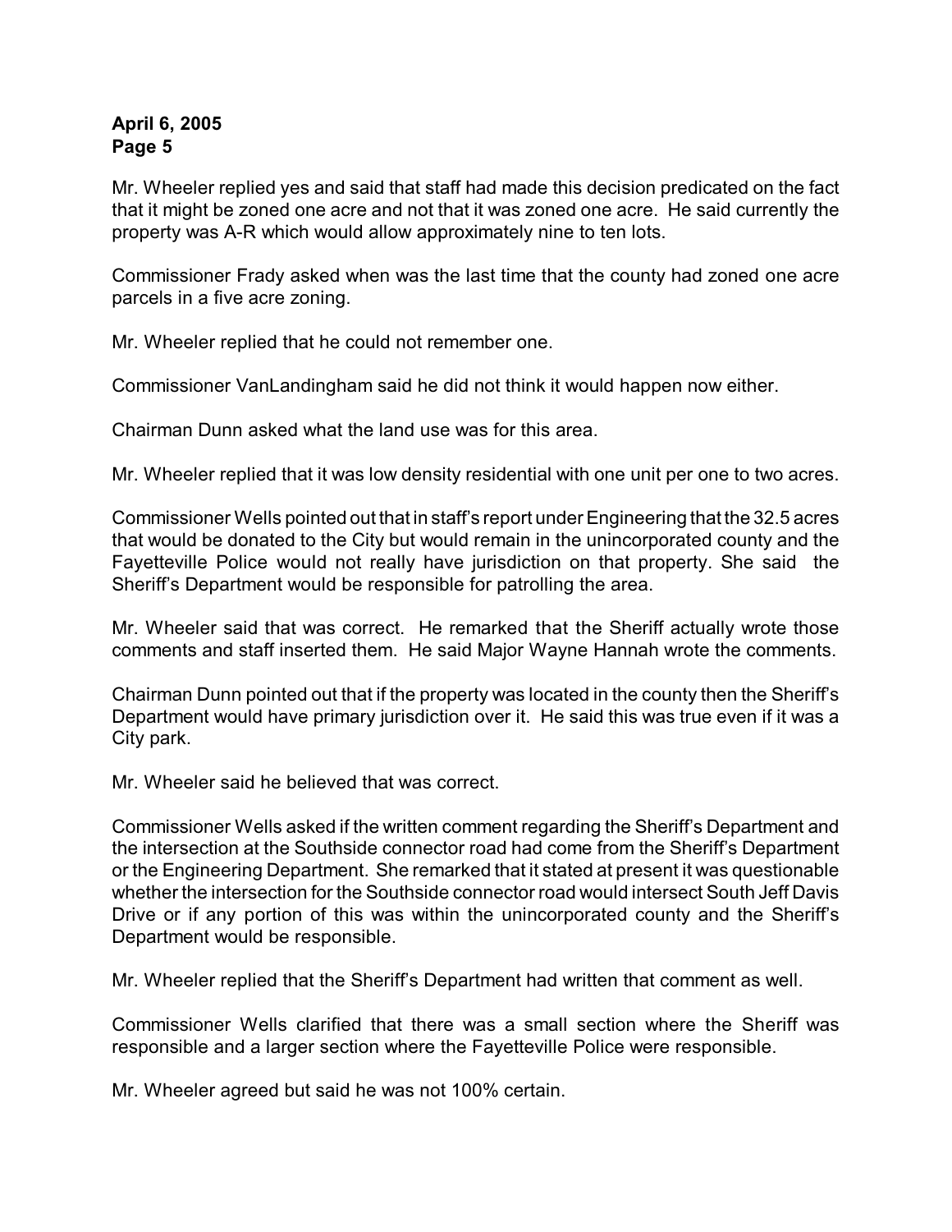Mr. Wheeler replied yes and said that staff had made this decision predicated on the fact that it might be zoned one acre and not that it was zoned one acre. He said currently the property was A-R which would allow approximately nine to ten lots.

Commissioner Frady asked when was the last time that the county had zoned one acre parcels in a five acre zoning.

Mr. Wheeler replied that he could not remember one.

Commissioner VanLandingham said he did not think it would happen now either.

Chairman Dunn asked what the land use was for this area.

Mr. Wheeler replied that it was low density residential with one unit per one to two acres.

Commissioner Wells pointed out that in staff's report under Engineering that the 32.5 acres that would be donated to the City but would remain in the unincorporated county and the Fayetteville Police would not really have jurisdiction on that property. She said the Sheriff's Department would be responsible for patrolling the area.

Mr. Wheeler said that was correct. He remarked that the Sheriff actually wrote those comments and staff inserted them. He said Major Wayne Hannah wrote the comments.

Chairman Dunn pointed out that if the property was located in the county then the Sheriff's Department would have primary jurisdiction over it. He said this was true even if it was a City park.

Mr. Wheeler said he believed that was correct.

Commissioner Wells asked if the written comment regarding the Sheriff's Department and the intersection at the Southside connector road had come from the Sheriff's Department or the Engineering Department. She remarked that it stated at present it was questionable whether the intersection for the Southside connector road would intersect South Jeff Davis Drive or if any portion of this was within the unincorporated county and the Sheriff's Department would be responsible.

Mr. Wheeler replied that the Sheriff's Department had written that comment as well.

Commissioner Wells clarified that there was a small section where the Sheriff was responsible and a larger section where the Fayetteville Police were responsible.

Mr. Wheeler agreed but said he was not 100% certain.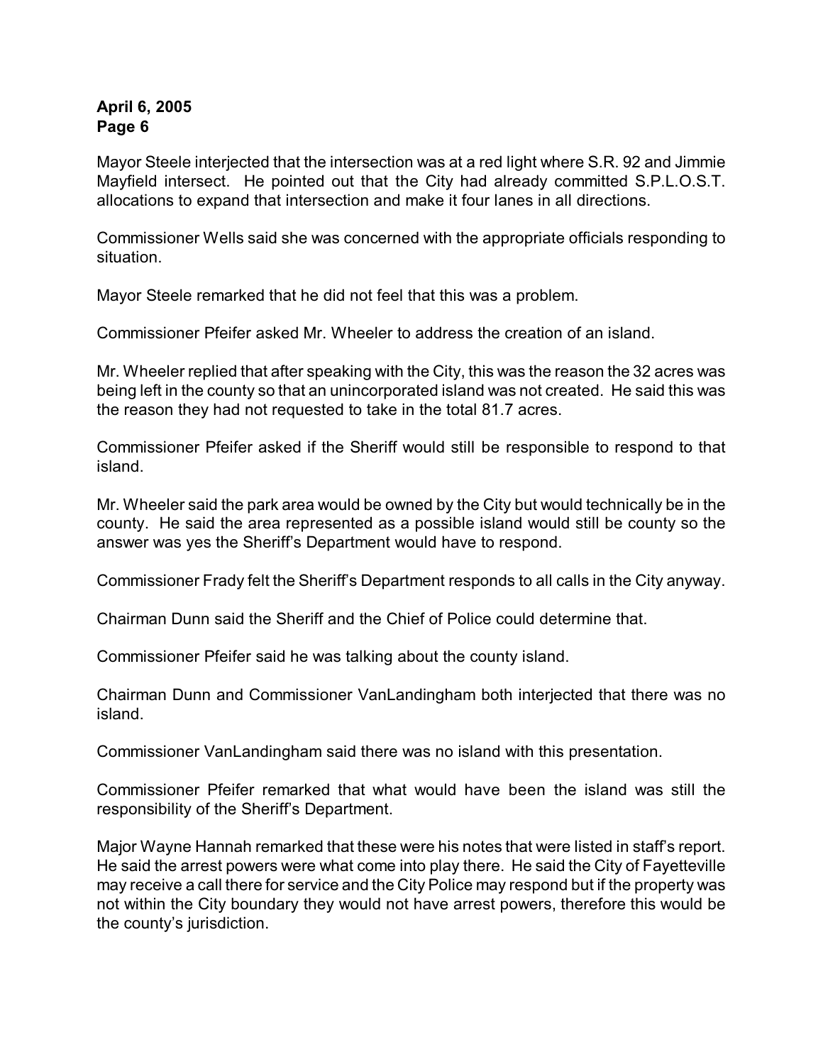Mayor Steele interjected that the intersection was at a red light where S.R. 92 and Jimmie Mayfield intersect. He pointed out that the City had already committed S.P.L.O.S.T. allocations to expand that intersection and make it four lanes in all directions.

Commissioner Wells said she was concerned with the appropriate officials responding to situation.

Mayor Steele remarked that he did not feel that this was a problem.

Commissioner Pfeifer asked Mr. Wheeler to address the creation of an island.

Mr. Wheeler replied that after speaking with the City, this was the reason the 32 acres was being left in the county so that an unincorporated island was not created. He said this was the reason they had not requested to take in the total 81.7 acres.

Commissioner Pfeifer asked if the Sheriff would still be responsible to respond to that island.

Mr. Wheeler said the park area would be owned by the City but would technically be in the county. He said the area represented as a possible island would still be county so the answer was yes the Sheriff's Department would have to respond.

Commissioner Frady felt the Sheriff's Department responds to all calls in the City anyway.

Chairman Dunn said the Sheriff and the Chief of Police could determine that.

Commissioner Pfeifer said he was talking about the county island.

Chairman Dunn and Commissioner VanLandingham both interjected that there was no island.

Commissioner VanLandingham said there was no island with this presentation.

Commissioner Pfeifer remarked that what would have been the island was still the responsibility of the Sheriff's Department.

Major Wayne Hannah remarked that these were his notes that were listed in staff's report. He said the arrest powers were what come into play there. He said the City of Fayetteville may receive a call there for service and the City Police may respond but if the property was not within the City boundary they would not have arrest powers, therefore this would be the county's jurisdiction.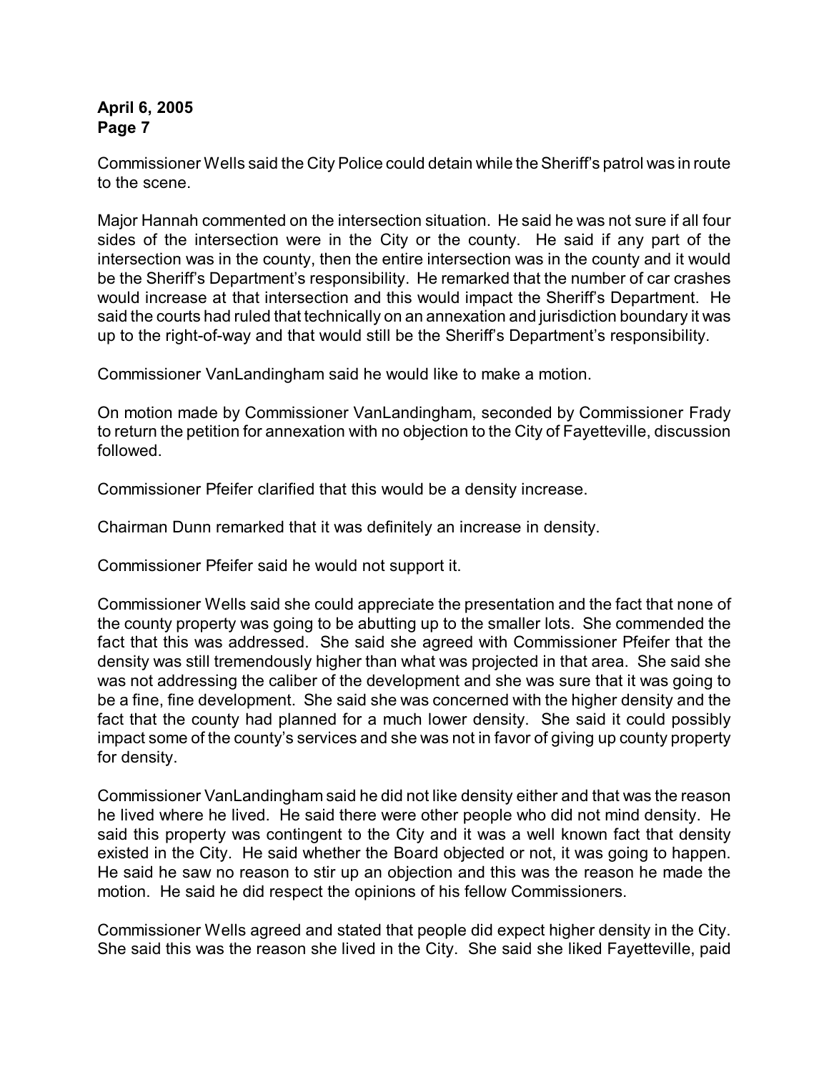Commissioner Wells said the City Police could detain while the Sheriff's patrol was in route to the scene.

Major Hannah commented on the intersection situation. He said he was not sure if all four sides of the intersection were in the City or the county. He said if any part of the intersection was in the county, then the entire intersection was in the county and it would be the Sheriff's Department's responsibility. He remarked that the number of car crashes would increase at that intersection and this would impact the Sheriff's Department. He said the courts had ruled that technically on an annexation and jurisdiction boundary it was up to the right-of-way and that would still be the Sheriff's Department's responsibility.

Commissioner VanLandingham said he would like to make a motion.

On motion made by Commissioner VanLandingham, seconded by Commissioner Frady to return the petition for annexation with no objection to the City of Fayetteville, discussion followed.

Commissioner Pfeifer clarified that this would be a density increase.

Chairman Dunn remarked that it was definitely an increase in density.

Commissioner Pfeifer said he would not support it.

Commissioner Wells said she could appreciate the presentation and the fact that none of the county property was going to be abutting up to the smaller lots. She commended the fact that this was addressed. She said she agreed with Commissioner Pfeifer that the density was still tremendously higher than what was projected in that area. She said she was not addressing the caliber of the development and she was sure that it was going to be a fine, fine development. She said she was concerned with the higher density and the fact that the county had planned for a much lower density. She said it could possibly impact some of the county's services and she was not in favor of giving up county property for density.

Commissioner VanLandingham said he did not like density either and that was the reason he lived where he lived. He said there were other people who did not mind density. He said this property was contingent to the City and it was a well known fact that density existed in the City. He said whether the Board objected or not, it was going to happen. He said he saw no reason to stir up an objection and this was the reason he made the motion. He said he did respect the opinions of his fellow Commissioners.

Commissioner Wells agreed and stated that people did expect higher density in the City. She said this was the reason she lived in the City. She said she liked Fayetteville, paid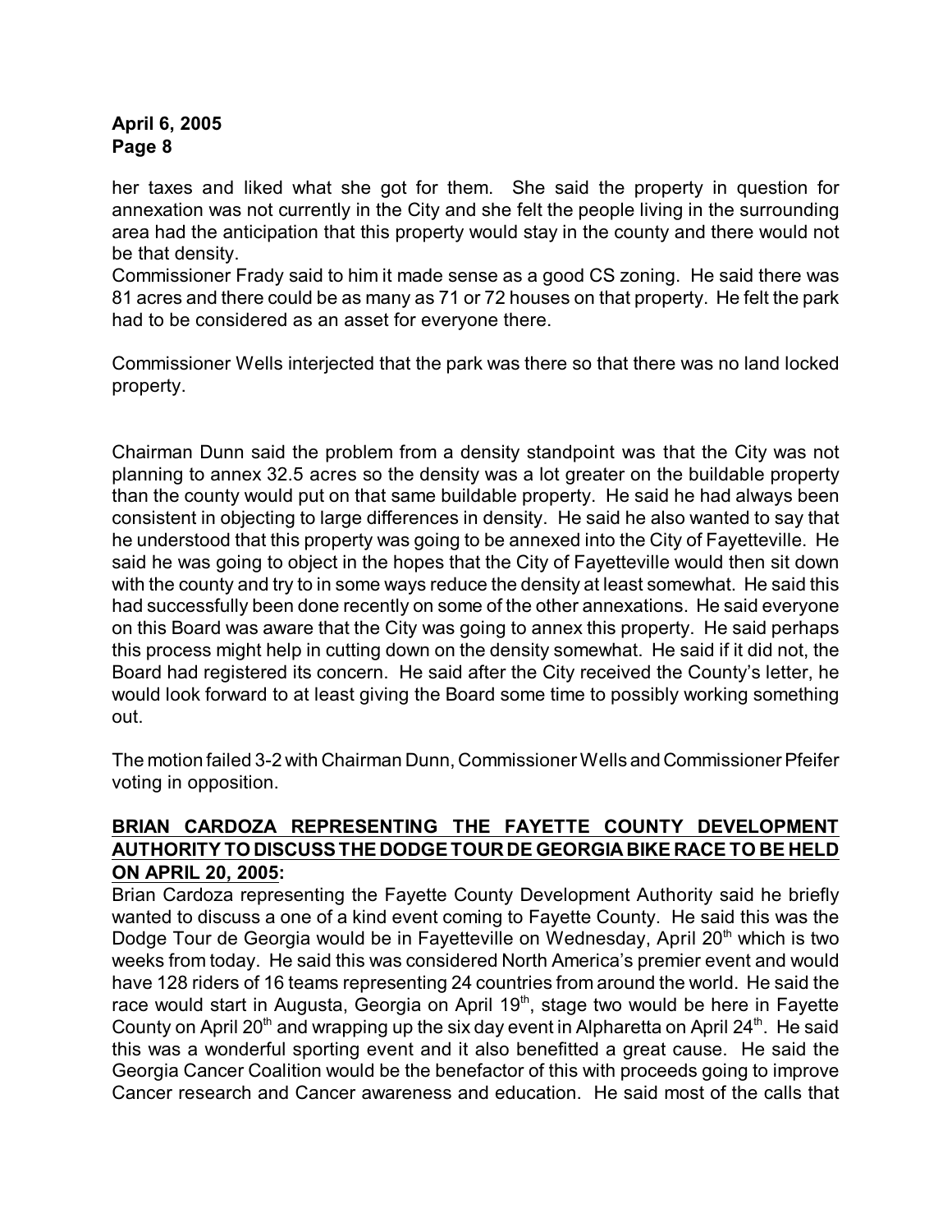her taxes and liked what she got for them. She said the property in question for annexation was not currently in the City and she felt the people living in the surrounding area had the anticipation that this property would stay in the county and there would not be that density.

Commissioner Frady said to him it made sense as a good CS zoning. He said there was 81 acres and there could be as many as 71 or 72 houses on that property. He felt the park had to be considered as an asset for everyone there.

Commissioner Wells interjected that the park was there so that there was no land locked property.

Chairman Dunn said the problem from a density standpoint was that the City was not planning to annex 32.5 acres so the density was a lot greater on the buildable property than the county would put on that same buildable property. He said he had always been consistent in objecting to large differences in density. He said he also wanted to say that he understood that this property was going to be annexed into the City of Fayetteville. He said he was going to object in the hopes that the City of Fayetteville would then sit down with the county and try to in some ways reduce the density at least somewhat. He said this had successfully been done recently on some of the other annexations. He said everyone on this Board was aware that the City was going to annex this property. He said perhaps this process might help in cutting down on the density somewhat. He said if it did not, the Board had registered its concern. He said after the City received the County's letter, he would look forward to at least giving the Board some time to possibly working something out.

The motion failed 3-2 with Chairman Dunn, Commissioner Wells and Commissioner Pfeifer voting in opposition.

**BRIAN CARDOZA REPRESENTING THE FAYETTE COUNTY DEVELOPMENT AUTHORITY TO DISCUSS THE DODGE TOUR DE GEORGIA BIKE RACE TO BE HELD ON APRIL 20, 2005:**

Brian Cardoza representing the Fayette County Development Authority said he briefly wanted to discuss a one of a kind event coming to Fayette County. He said this was the Dodge Tour de Georgia would be in Fayetteville on Wednesday, April 20th which is two weeks from today. He said this was considered North America's premier event and would have 128 riders of 16 teams representing 24 countries from around the world. He said the race would start in Augusta, Georgia on April 19th, stage two would be here in Fayette County on April 20th and wrapping up the six day event in Alpharetta on April 24th. He said this was a wonderful sporting event and it also benefitted a great cause. He said the Georgia Cancer Coalition would be the benefactor of this with proceeds going to improve Cancer research and Cancer awareness and education. He said most of the calls that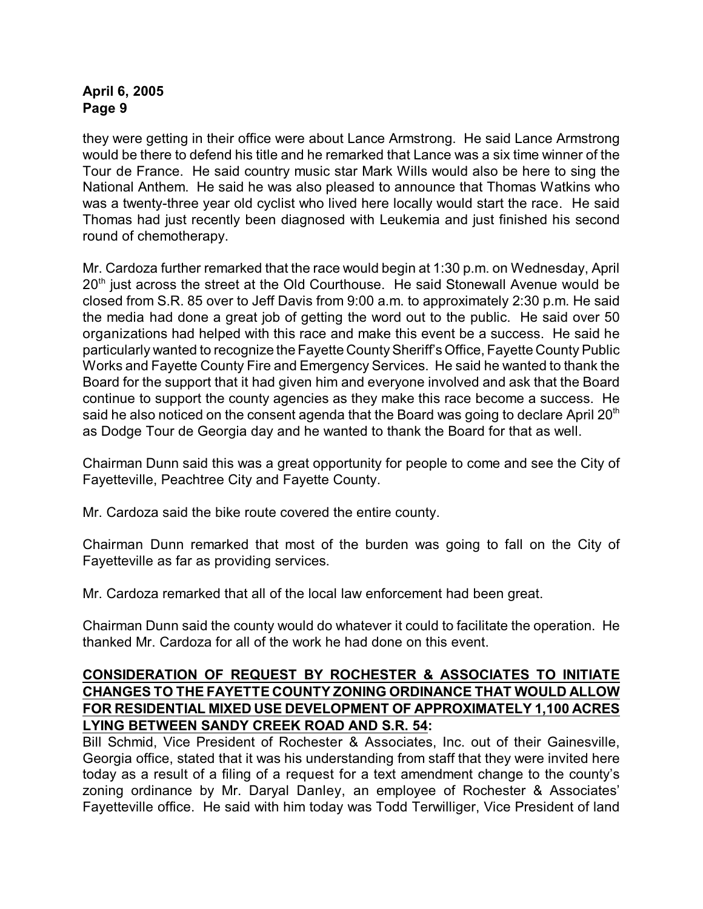they were getting in their office were about Lance Armstrong. He said Lance Armstrong would be there to defend his title and he remarked that Lance was a six time winner of the Tour de France. He said country music star Mark Wills would also be here to sing the National Anthem. He said he was also pleased to announce that Thomas Watkins who was a twenty-three year old cyclist who lived here locally would start the race. He said Thomas had just recently been diagnosed with Leukemia and just finished his second round of chemotherapy.

Mr. Cardoza further remarked that the race would begin at 1:30 p.m. on Wednesday, April 20th just across the street at the Old Courthouse. He said Stonewall Avenue would be closed from S.R. 85 over to Jeff Davis from 9:00 a.m. to approximately 2:30 p.m. He said the media had done a great job of getting the word out to the public. He said over 50 organizations had helped with this race and make this event be a success. He said he particularly wanted to recognize the Fayette County Sheriff's Office, Fayette County Public Works and Fayette County Fire and Emergency Services. He said he wanted to thank the Board for the support that it had given him and everyone involved and ask that the Board continue to support the county agencies as they make this race become a success. He said he also noticed on the consent agenda that the Board was going to declare April 20th as Dodge Tour de Georgia day and he wanted to thank the Board for that as well.

Chairman Dunn said this was a great opportunity for people to come and see the City of Fayetteville, Peachtree City and Fayette County.

Mr. Cardoza said the bike route covered the entire county.

Chairman Dunn remarked that most of the burden was going to fall on the City of Fayetteville as far as providing services.

Mr. Cardoza remarked that all of the local law enforcement had been great.

Chairman Dunn said the county would do whatever it could to facilitate the operation. He thanked Mr. Cardoza for all of the work he had done on this event.

**CONSIDERATION OF REQUEST BY ROCHESTER & ASSOCIATES TO INITIATE CHANGES TO THE FAYETTE COUNTY ZONING ORDINANCE THAT WOULD ALLOW FOR RESIDENTIAL MIXED USE DEVELOPMENT OF APPROXIMATELY 1,100 ACRES LYING BETWEEN SANDY CREEK ROAD AND S.R. 54:**

Bill Schmid, Vice President of Rochester & Associates, Inc. out of their Gainesville, Georgia office, stated that it was his understanding from staff that they were invited here today as a result of a filing of a request for a text amendment change to the county's zoning ordinance by Mr. Daryal Danley, an employee of Rochester & Associates' Fayetteville office. He said with him today was Todd Terwilliger, Vice President of land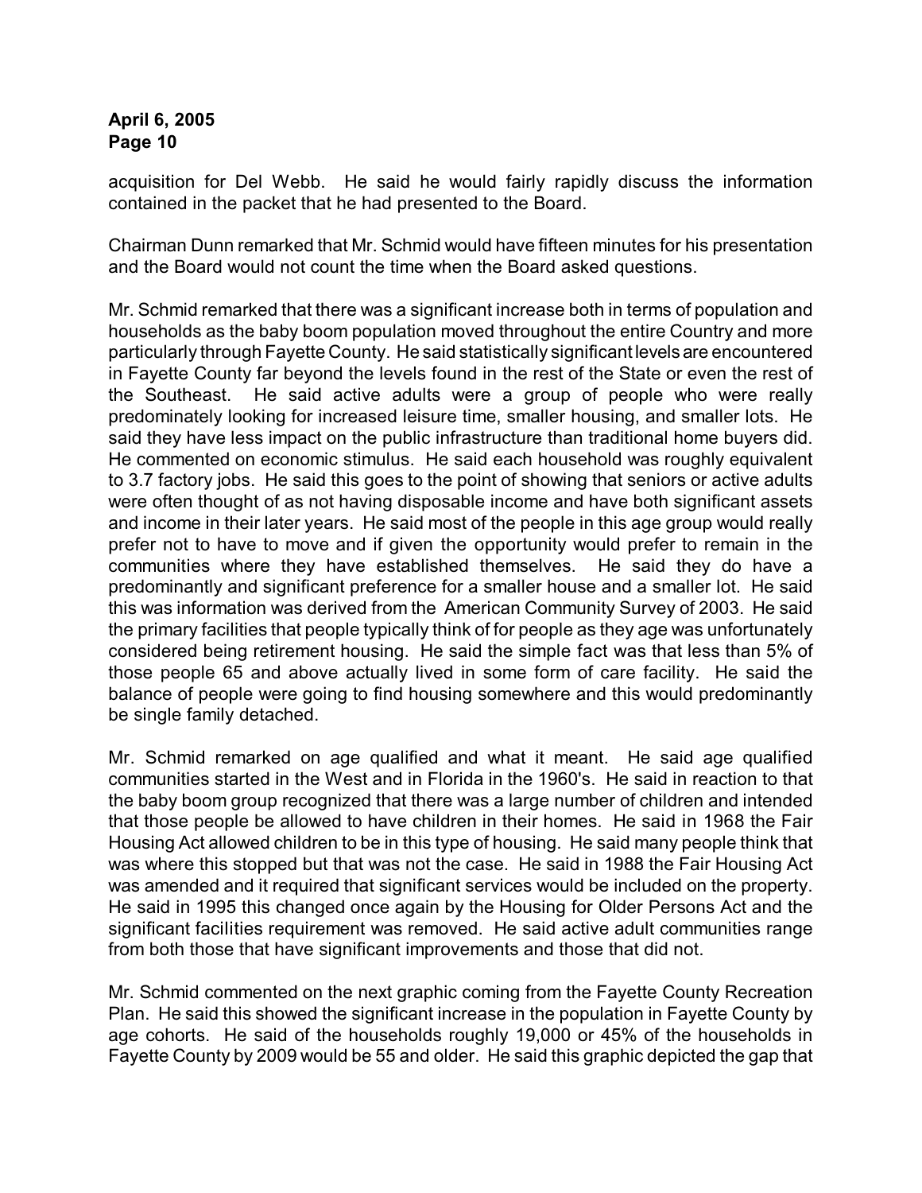acquisition for Del Webb. He said he would fairly rapidly discuss the information contained in the packet that he had presented to the Board.

Chairman Dunn remarked that Mr. Schmid would have fifteen minutes for his presentation and the Board would not count the time when the Board asked questions.

Mr. Schmid remarked that there was a significant increase both in terms of population and households as the baby boom population moved throughout the entire Country and more particularly through Fayette County. He said statistically significant levels are encountered in Fayette County far beyond the levels found in the rest of the State or even the rest of the Southeast. He said active adults were a group of people who were really predominately looking for increased leisure time, smaller housing, and smaller lots. He said they have less impact on the public infrastructure than traditional home buyers did. He commented on economic stimulus. He said each household was roughly equivalent to 3.7 factory jobs. He said this goes to the point of showing that seniors or active adults were often thought of as not having disposable income and have both significant assets and income in their later years. He said most of the people in this age group would really prefer not to have to move and if given the opportunity would prefer to remain in the communities where they have established themselves. He said they do have a predominantly and significant preference for a smaller house and a smaller lot. He said this was information was derived from the American Community Survey of 2003. He said the primary facilities that people typically think of for people as they age was unfortunately considered being retirement housing. He said the simple fact was that less than 5% of those people 65 and above actually lived in some form of care facility. He said the balance of people were going to find housing somewhere and this would predominantly be single family detached.

Mr. Schmid remarked on age qualified and what it meant. He said age qualified communities started in the West and in Florida in the 1960's. He said in reaction to that the baby boom group recognized that there was a large number of children and intended that those people be allowed to have children in their homes. He said in 1968 the Fair Housing Act allowed children to be in this type of housing. He said many people think that was where this stopped but that was not the case. He said in 1988 the Fair Housing Act was amended and it required that significant services would be included on the property. He said in 1995 this changed once again by the Housing for Older Persons Act and the significant facilities requirement was removed. He said active adult communities range from both those that have significant improvements and those that did not.

Mr. Schmid commented on the next graphic coming from the Fayette County Recreation Plan. He said this showed the significant increase in the population in Fayette County by age cohorts. He said of the households roughly 19,000 or 45% of the households in Fayette County by 2009 would be 55 and older. He said this graphic depicted the gap that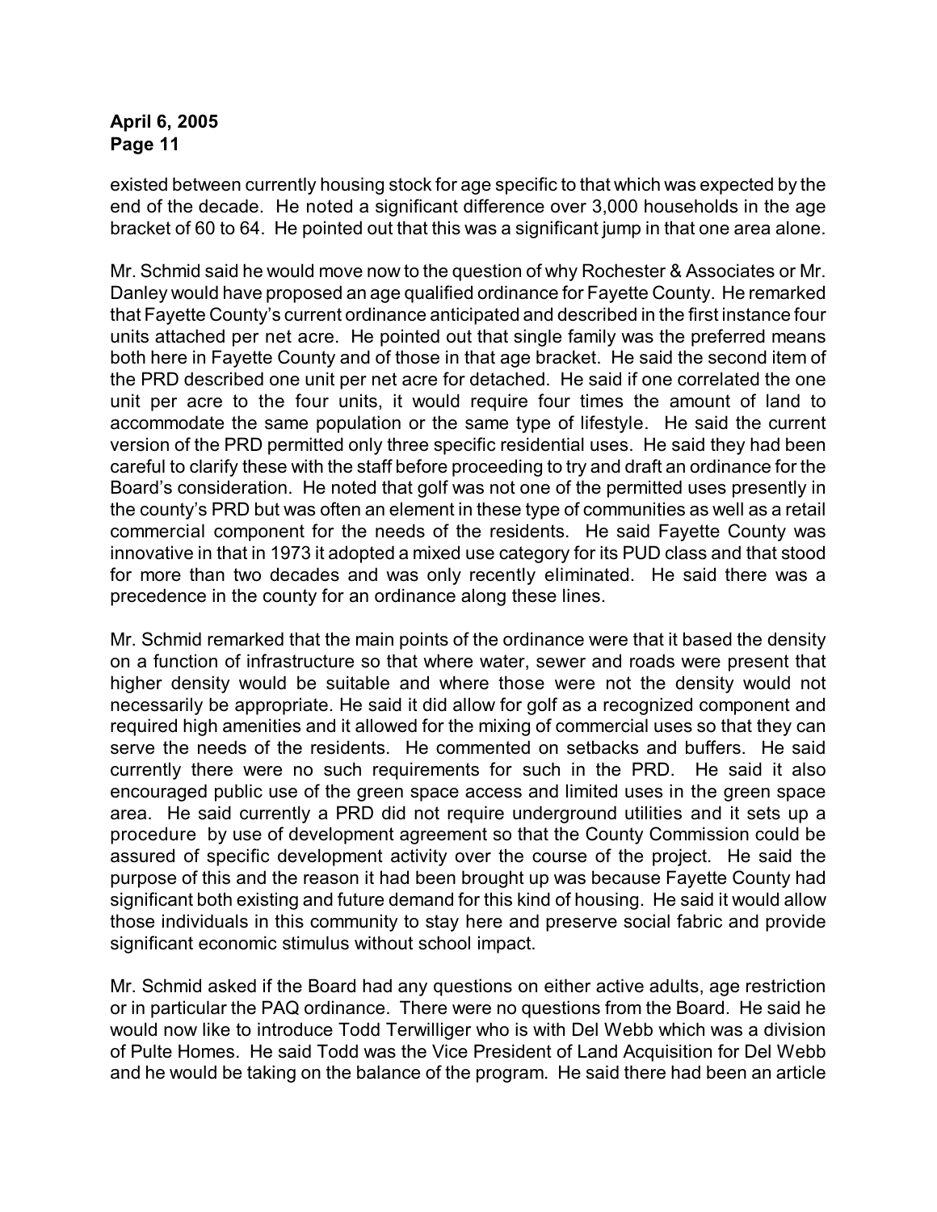existed between currently housing stock for age specific to that which was expected by the end of the decade. He noted a significant difference over 3,000 households in the age bracket of 60 to 64. He pointed out that this was a significant jump in that one area alone.

Mr. Schmid said he would move now to the question of why Rochester & Associates or Mr. Danley would have proposed an age qualified ordinance for Fayette County. He remarked that Fayette County's current ordinance anticipated and described in the first instance four units attached per net acre. He pointed out that single family was the preferred means both here in Fayette County and of those in that age bracket. He said the second item of the PRD described one unit per net acre for detached. He said if one correlated the one unit per acre to the four units, it would require four times the amount of land to accommodate the same population or the same type of lifestyle. He said the current version of the PRD permitted only three specific residential uses. He said they had been careful to clarify these with the staff before proceeding to try and draft an ordinance for the Board's consideration. He noted that golf was not one of the permitted uses presently in the county's PRD but was often an element in these type of communities as well as a retail commercial component for the needs of the residents. He said Fayette County was innovative in that in 1973 it adopted a mixed use category for its PUD class and that stood for more than two decades and was only recently eliminated. He said there was a precedence in the county for an ordinance along these lines.

Mr. Schmid remarked that the main points of the ordinance were that it based the density on a function of infrastructure so that where water, sewer and roads were present that higher density would be suitable and where those were not the density would not necessarily be appropriate. He said it did allow for golf as a recognized component and required high amenities and it allowed for the mixing of commercial uses so that they can serve the needs of the residents. He commented on setbacks and buffers. He said currently there were no such requirements for such in the PRD. He said it also encouraged public use of the green space access and limited uses in the green space area. He said currently a PRD did not require underground utilities and it sets up a procedure by use of development agreement so that the County Commission could be assured of specific development activity over the course of the project. He said the purpose of this and the reason it had been brought up was because Fayette County had significant both existing and future demand for this kind of housing. He said it would allow those individuals in this community to stay here and preserve social fabric and provide significant economic stimulus without school impact.

Mr. Schmid asked if the Board had any questions on either active adults, age restriction or in particular the PAQ ordinance. There were no questions from the Board. He said he would now like to introduce Todd Terwilliger who is with Del Webb which was a division of Pulte Homes. He said Todd was the Vice President of Land Acquisition for Del Webb and he would be taking on the balance of the program. He said there had been an article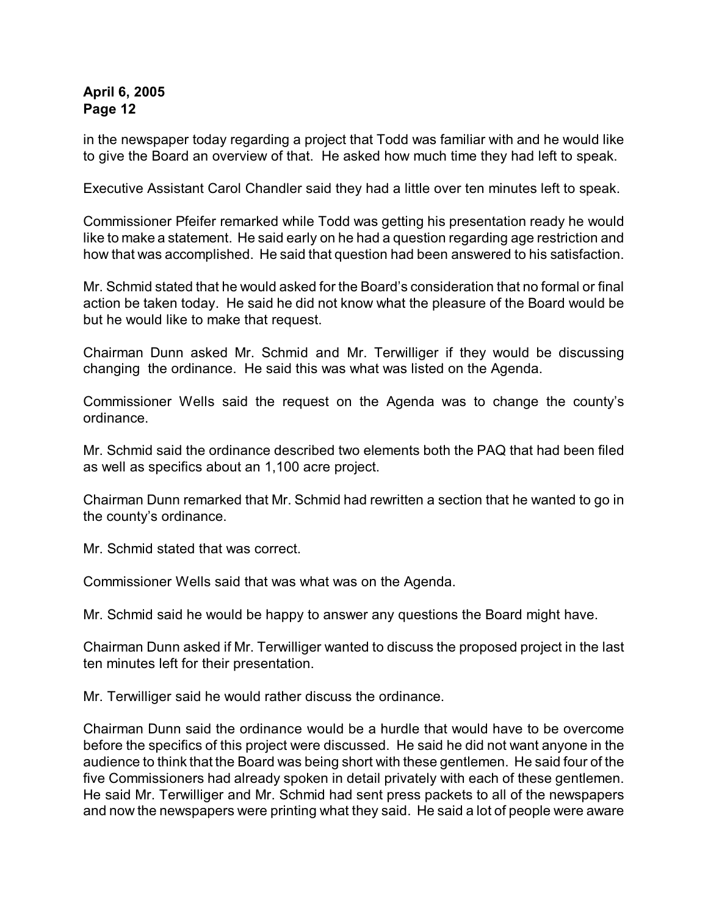in the newspaper today regarding a project that Todd was familiar with and he would like to give the Board an overview of that. He asked how much time they had left to speak.

Executive Assistant Carol Chandler said they had a little over ten minutes left to speak.

Commissioner Pfeifer remarked while Todd was getting his presentation ready he would like to make a statement. He said early on he had a question regarding age restriction and how that was accomplished. He said that question had been answered to his satisfaction.

Mr. Schmid stated that he would asked for the Board's consideration that no formal or final action be taken today. He said he did not know what the pleasure of the Board would be but he would like to make that request.

Chairman Dunn asked Mr. Schmid and Mr. Terwilliger if they would be discussing changing the ordinance. He said this was what was listed on the Agenda.

Commissioner Wells said the request on the Agenda was to change the county's ordinance.

Mr. Schmid said the ordinance described two elements both the PAQ that had been filed as well as specifics about an 1,100 acre project.

Chairman Dunn remarked that Mr. Schmid had rewritten a section that he wanted to go in the county's ordinance.

Mr. Schmid stated that was correct.

Commissioner Wells said that was what was on the Agenda.

Mr. Schmid said he would be happy to answer any questions the Board might have.

Chairman Dunn asked if Mr. Terwilliger wanted to discuss the proposed project in the last ten minutes left for their presentation.

Mr. Terwilliger said he would rather discuss the ordinance.

Chairman Dunn said the ordinance would be a hurdle that would have to be overcome before the specifics of this project were discussed. He said he did not want anyone in the audience to think that the Board was being short with these gentlemen. He said four of the five Commissioners had already spoken in detail privately with each of these gentlemen. He said Mr. Terwilliger and Mr. Schmid had sent press packets to all of the newspapers and now the newspapers were printing what they said. He said a lot of people were aware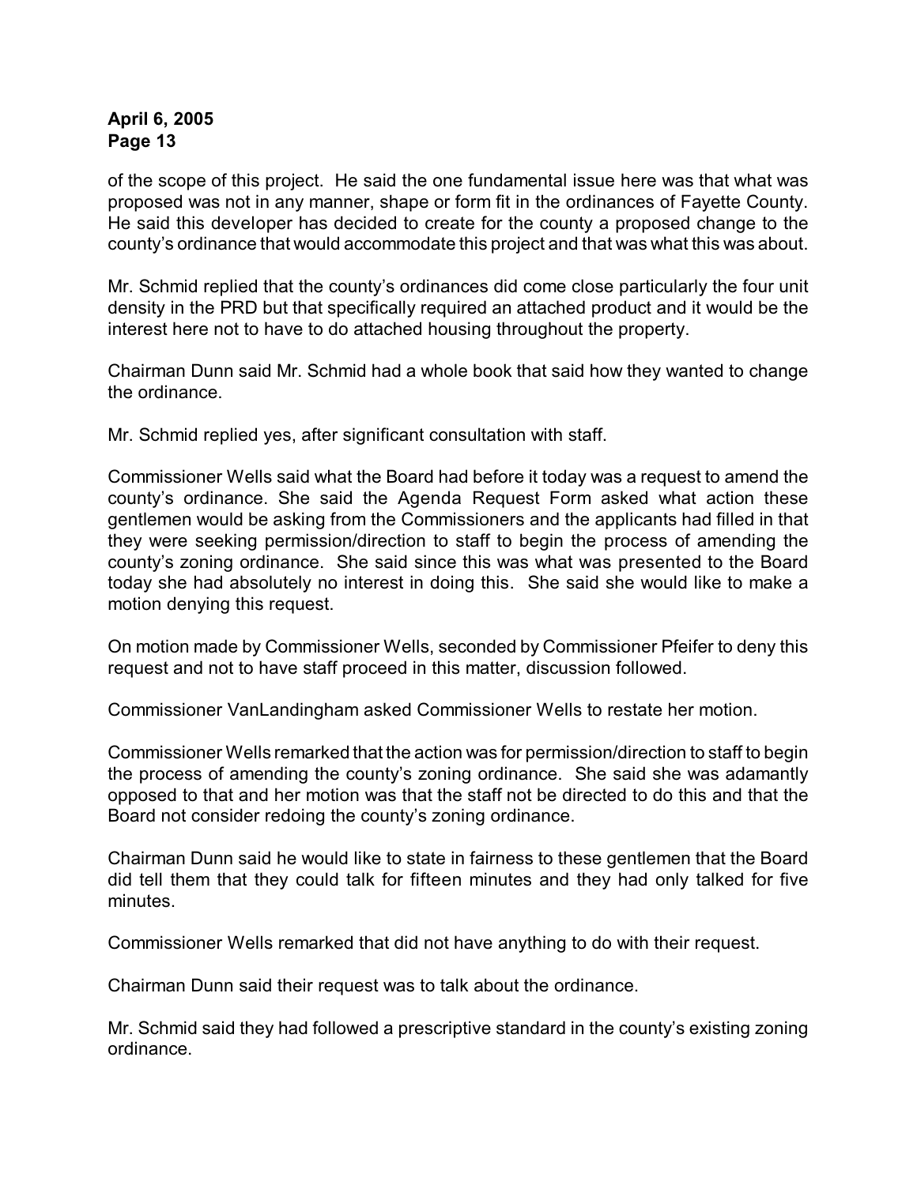of the scope of this project. He said the one fundamental issue here was that what was proposed was not in any manner, shape or form fit in the ordinances of Fayette County. He said this developer has decided to create for the county a proposed change to the county's ordinance that would accommodate this project and that was what this was about.

Mr. Schmid replied that the county's ordinances did come close particularly the four unit density in the PRD but that specifically required an attached product and it would be the interest here not to have to do attached housing throughout the property.

Chairman Dunn said Mr. Schmid had a whole book that said how they wanted to change the ordinance.

Mr. Schmid replied yes, after significant consultation with staff.

Commissioner Wells said what the Board had before it today was a request to amend the county's ordinance. She said the Agenda Request Form asked what action these gentlemen would be asking from the Commissioners and the applicants had filled in that they were seeking permission/direction to staff to begin the process of amending the county's zoning ordinance. She said since this was what was presented to the Board today she had absolutely no interest in doing this. She said she would like to make a motion denying this request.

On motion made by Commissioner Wells, seconded by Commissioner Pfeifer to deny this request and not to have staff proceed in this matter, discussion followed.

Commissioner VanLandingham asked Commissioner Wells to restate her motion.

Commissioner Wells remarked that the action was for permission/direction to staff to begin the process of amending the county's zoning ordinance. She said she was adamantly opposed to that and her motion was that the staff not be directed to do this and that the Board not consider redoing the county's zoning ordinance.

Chairman Dunn said he would like to state in fairness to these gentlemen that the Board did tell them that they could talk for fifteen minutes and they had only talked for five minutes.

Commissioner Wells remarked that did not have anything to do with their request.

Chairman Dunn said their request was to talk about the ordinance.

Mr. Schmid said they had followed a prescriptive standard in the county's existing zoning ordinance.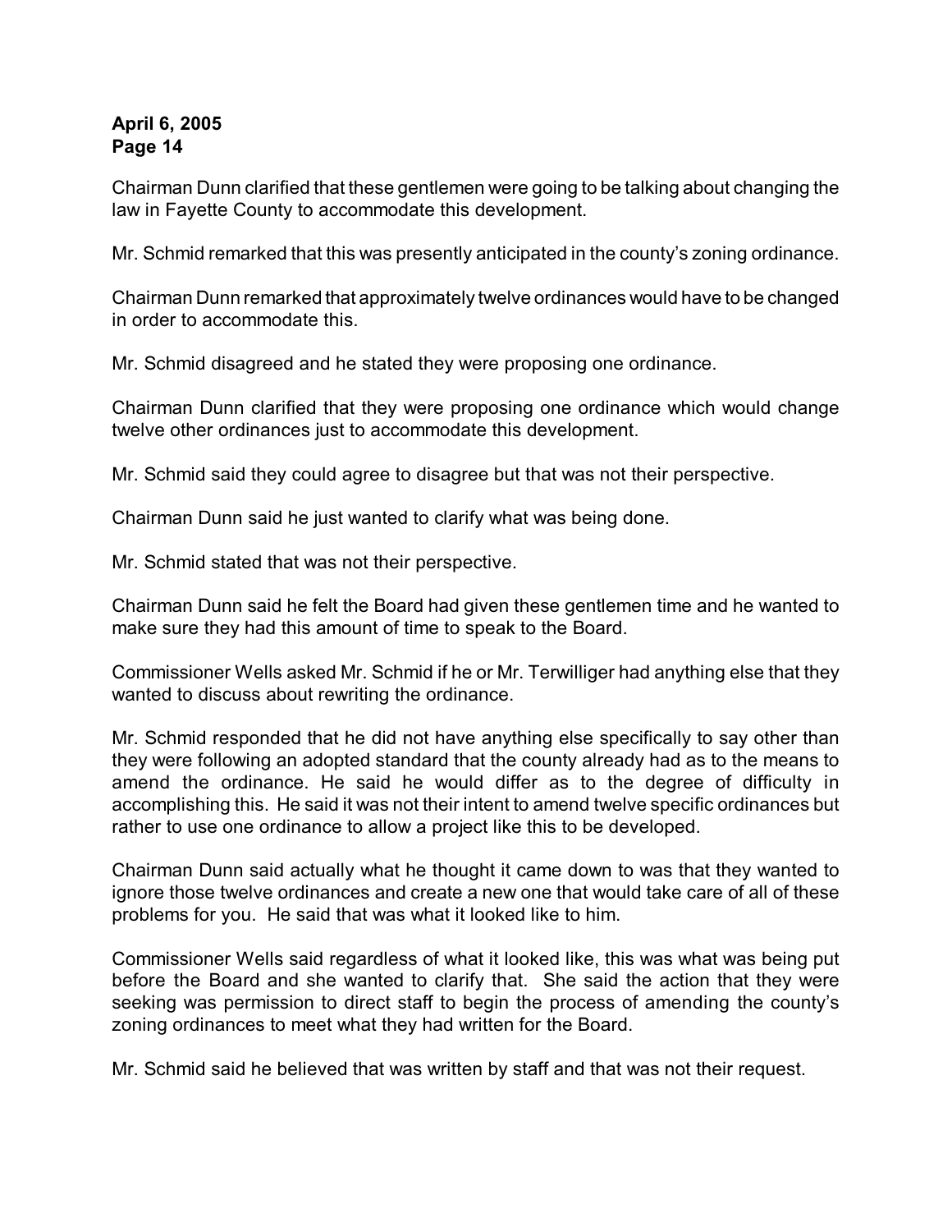Chairman Dunn clarified that these gentlemen were going to be talking about changing the law in Fayette County to accommodate this development.

Mr. Schmid remarked that this was presently anticipated in the county's zoning ordinance.

Chairman Dunn remarked that approximately twelve ordinances would have to be changed in order to accommodate this.

Mr. Schmid disagreed and he stated they were proposing one ordinance.

Chairman Dunn clarified that they were proposing one ordinance which would change twelve other ordinances just to accommodate this development.

Mr. Schmid said they could agree to disagree but that was not their perspective.

Chairman Dunn said he just wanted to clarify what was being done.

Mr. Schmid stated that was not their perspective.

Chairman Dunn said he felt the Board had given these gentlemen time and he wanted to make sure they had this amount of time to speak to the Board.

Commissioner Wells asked Mr. Schmid if he or Mr. Terwilliger had anything else that they wanted to discuss about rewriting the ordinance.

Mr. Schmid responded that he did not have anything else specifically to say other than they were following an adopted standard that the county already had as to the means to amend the ordinance. He said he would differ as to the degree of difficulty in accomplishing this. He said it was not their intent to amend twelve specific ordinances but rather to use one ordinance to allow a project like this to be developed.

Chairman Dunn said actually what he thought it came down to was that they wanted to ignore those twelve ordinances and create a new one that would take care of all of these problems for you. He said that was what it looked like to him.

Commissioner Wells said regardless of what it looked like, this was what was being put before the Board and she wanted to clarify that. She said the action that they were seeking was permission to direct staff to begin the process of amending the county's zoning ordinances to meet what they had written for the Board.

Mr. Schmid said he believed that was written by staff and that was not their request.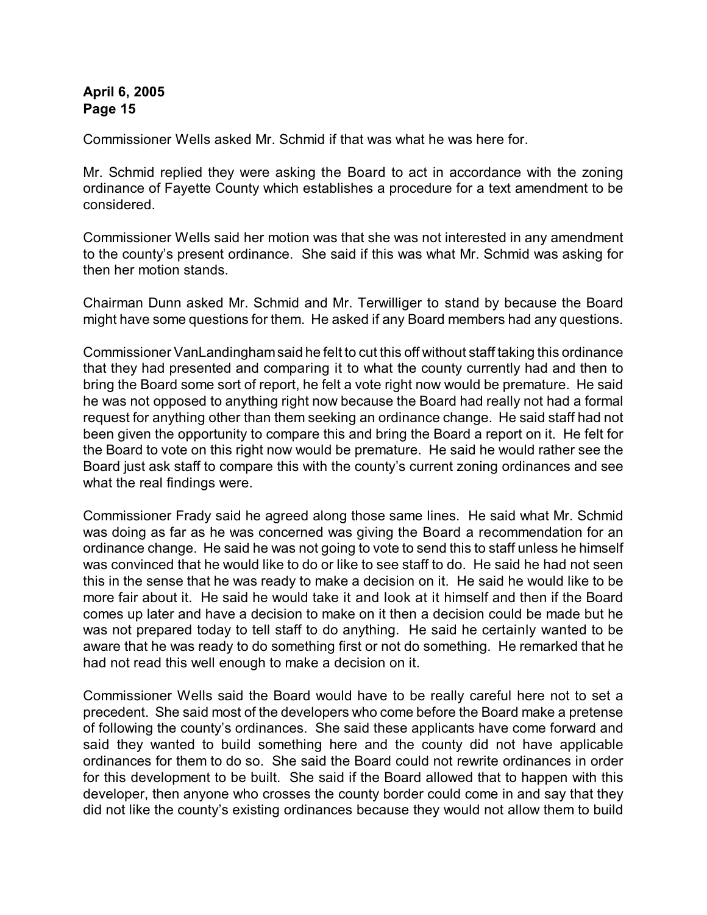Commissioner Wells asked Mr. Schmid if that was what he was here for.

Mr. Schmid replied they were asking the Board to act in accordance with the zoning ordinance of Fayette County which establishes a procedure for a text amendment to be considered.

Commissioner Wells said her motion was that she was not interested in any amendment to the county's present ordinance. She said if this was what Mr. Schmid was asking for then her motion stands.

Chairman Dunn asked Mr. Schmid and Mr. Terwilliger to stand by because the Board might have some questions for them. He asked if any Board members had any questions.

Commissioner VanLandingham said he felt to cut this off without staff taking this ordinance that they had presented and comparing it to what the county currently had and then to bring the Board some sort of report, he felt a vote right now would be premature. He said he was not opposed to anything right now because the Board had really not had a formal request for anything other than them seeking an ordinance change. He said staff had not been given the opportunity to compare this and bring the Board a report on it. He felt for the Board to vote on this right now would be premature. He said he would rather see the Board just ask staff to compare this with the county's current zoning ordinances and see what the real findings were.

Commissioner Frady said he agreed along those same lines. He said what Mr. Schmid was doing as far as he was concerned was giving the Board a recommendation for an ordinance change. He said he was not going to vote to send this to staff unless he himself was convinced that he would like to do or like to see staff to do. He said he had not seen this in the sense that he was ready to make a decision on it. He said he would like to be more fair about it. He said he would take it and look at it himself and then if the Board comes up later and have a decision to make on it then a decision could be made but he was not prepared today to tell staff to do anything. He said he certainly wanted to be aware that he was ready to do something first or not do something. He remarked that he had not read this well enough to make a decision on it.

Commissioner Wells said the Board would have to be really careful here not to set a precedent. She said most of the developers who come before the Board make a pretense of following the county's ordinances. She said these applicants have come forward and said they wanted to build something here and the county did not have applicable ordinances for them to do so. She said the Board could not rewrite ordinances in order for this development to be built. She said if the Board allowed that to happen with this developer, then anyone who crosses the county border could come in and say that they did not like the county's existing ordinances because they would not allow them to build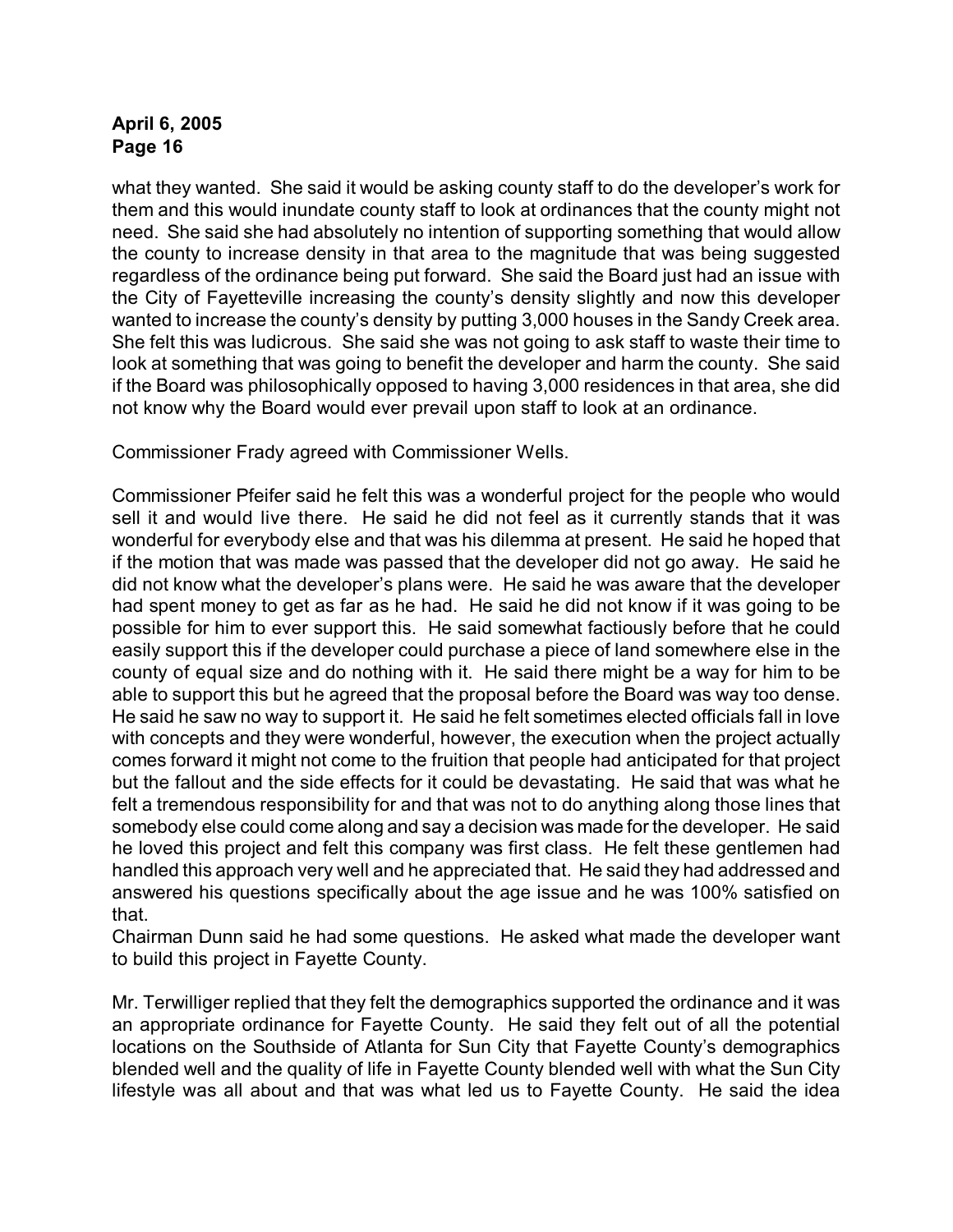what they wanted. She said it would be asking county staff to do the developer's work for them and this would inundate county staff to look at ordinances that the county might not need. She said she had absolutely no intention of supporting something that would allow the county to increase density in that area to the magnitude that was being suggested regardless of the ordinance being put forward. She said the Board just had an issue with the City of Fayetteville increasing the county's density slightly and now this developer wanted to increase the county's density by putting 3,000 houses in the Sandy Creek area. She felt this was ludicrous. She said she was not going to ask staff to waste their time to look at something that was going to benefit the developer and harm the county. She said if the Board was philosophically opposed to having 3,000 residences in that area, she did not know why the Board would ever prevail upon staff to look at an ordinance.

Commissioner Frady agreed with Commissioner Wells.

Commissioner Pfeifer said he felt this was a wonderful project for the people who would sell it and would live there. He said he did not feel as it currently stands that it was wonderful for everybody else and that was his dilemma at present. He said he hoped that if the motion that was made was passed that the developer did not go away. He said he did not know what the developer's plans were. He said he was aware that the developer had spent money to get as far as he had. He said he did not know if it was going to be possible for him to ever support this. He said somewhat factiously before that he could easily support this if the developer could purchase a piece of land somewhere else in the county of equal size and do nothing with it. He said there might be a way for him to be able to support this but he agreed that the proposal before the Board was way too dense. He said he saw no way to support it. He said he felt sometimes elected officials fall in love with concepts and they were wonderful, however, the execution when the project actually comes forward it might not come to the fruition that people had anticipated for that project but the fallout and the side effects for it could be devastating. He said that was what he felt a tremendous responsibility for and that was not to do anything along those lines that somebody else could come along and say a decision was made for the developer. He said he loved this project and felt this company was first class. He felt these gentlemen had handled this approach very well and he appreciated that. He said they had addressed and answered his questions specifically about the age issue and he was 100% satisfied on that.

Chairman Dunn said he had some questions. He asked what made the developer want to build this project in Fayette County.

Mr. Terwilliger replied that they felt the demographics supported the ordinance and it was an appropriate ordinance for Fayette County. He said they felt out of all the potential locations on the Southside of Atlanta for Sun City that Fayette County's demographics blended well and the quality of life in Fayette County blended well with what the Sun City lifestyle was all about and that was what led us to Fayette County. He said the idea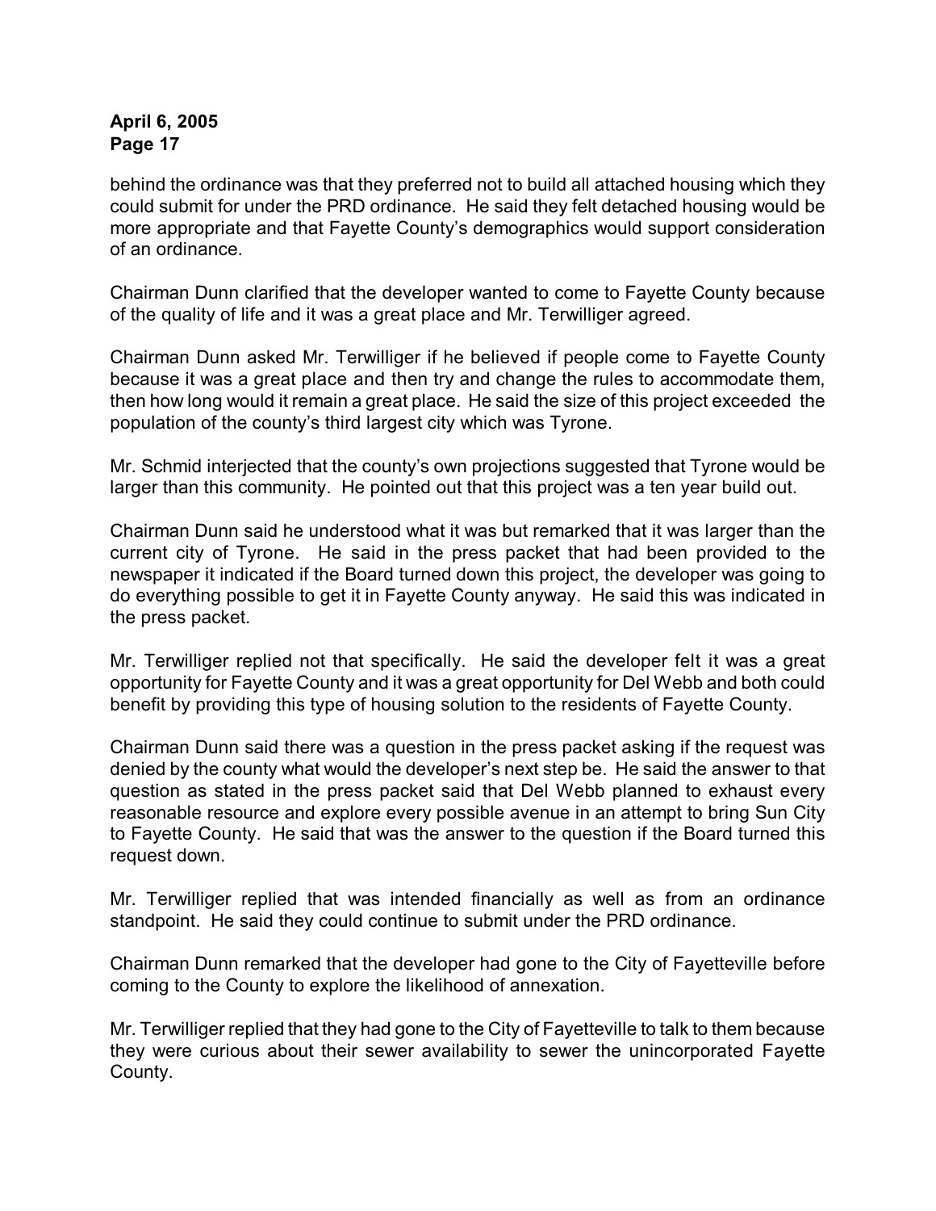behind the ordinance was that they preferred not to build all attached housing which they could submit for under the PRD ordinance. He said they felt detached housing would be more appropriate and that Fayette County's demographics would support consideration of an ordinance.

Chairman Dunn clarified that the developer wanted to come to Fayette County because of the quality of life and it was a great place and Mr. Terwilliger agreed.

Chairman Dunn asked Mr. Terwilliger if he believed if people come to Fayette County because it was a great place and then try and change the rules to accommodate them, then how long would it remain a great place. He said the size of this project exceeded the population of the county's third largest city which was Tyrone.

Mr. Schmid interjected that the county's own projections suggested that Tyrone would be larger than this community. He pointed out that this project was a ten year build out.

Chairman Dunn said he understood what it was but remarked that it was larger than the current city of Tyrone. He said in the press packet that had been provided to the newspaper it indicated if the Board turned down this project, the developer was going to do everything possible to get it in Fayette County anyway. He said this was indicated in the press packet.

Mr. Terwilliger replied not that specifically. He said the developer felt it was a great opportunity for Fayette County and it was a great opportunity for Del Webb and both could benefit by providing this type of housing solution to the residents of Fayette County.

Chairman Dunn said there was a question in the press packet asking if the request was denied by the county what would the developer's next step be. He said the answer to that question as stated in the press packet said that Del Webb planned to exhaust every reasonable resource and explore every possible avenue in an attempt to bring Sun City to Fayette County. He said that was the answer to the question if the Board turned this request down.

Mr. Terwilliger replied that was intended financially as well as from an ordinance standpoint. He said they could continue to submit under the PRD ordinance.

Chairman Dunn remarked that the developer had gone to the City of Fayetteville before coming to the County to explore the likelihood of annexation.

Mr. Terwilliger replied that they had gone to the City of Fayetteville to talk to them because they were curious about their sewer availability to sewer the unincorporated Fayette County.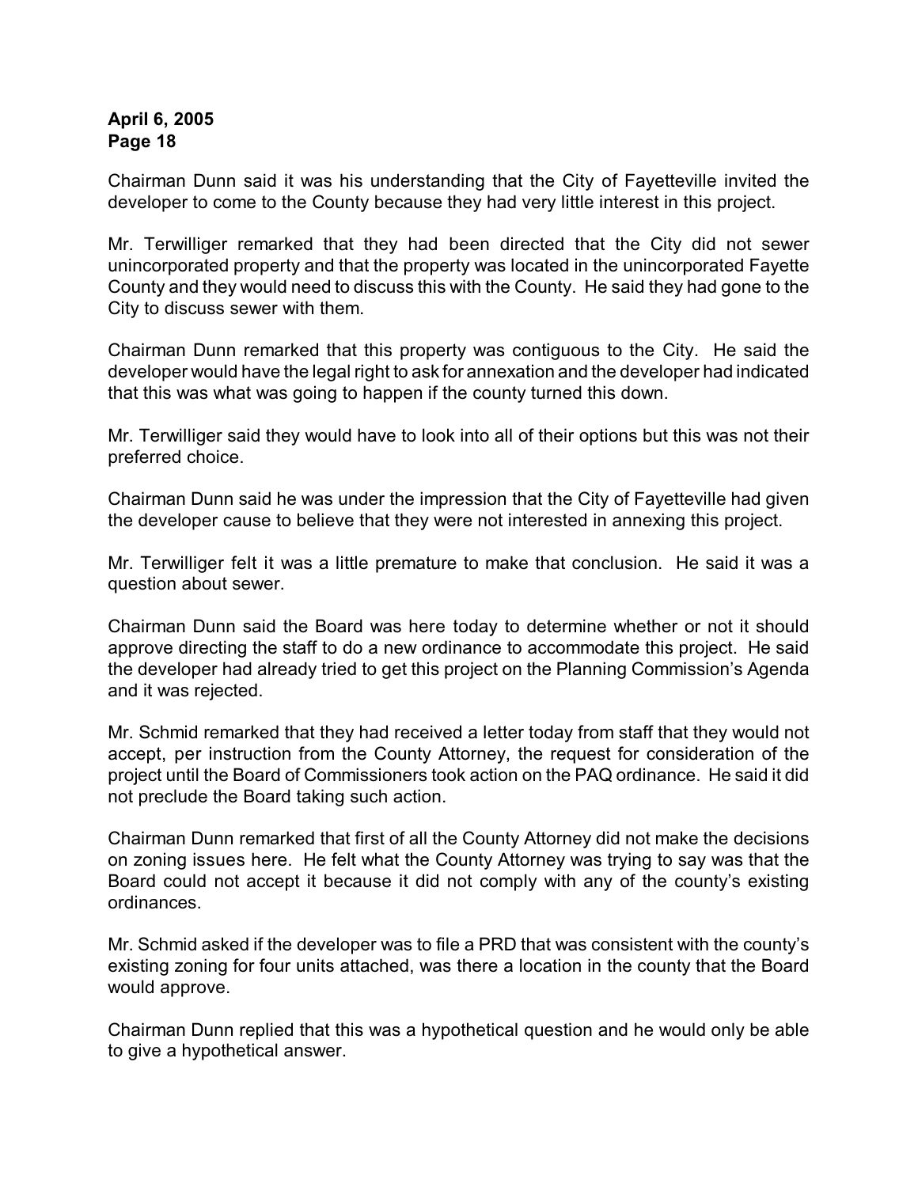Chairman Dunn said it was his understanding that the City of Fayetteville invited the developer to come to the County because they had very little interest in this project.

Mr. Terwilliger remarked that they had been directed that the City did not sewer unincorporated property and that the property was located in the unincorporated Fayette County and they would need to discuss this with the County. He said they had gone to the City to discuss sewer with them.

Chairman Dunn remarked that this property was contiguous to the City. He said the developer would have the legal right to ask for annexation and the developer had indicated that this was what was going to happen if the county turned this down.

Mr. Terwilliger said they would have to look into all of their options but this was not their preferred choice.

Chairman Dunn said he was under the impression that the City of Fayetteville had given the developer cause to believe that they were not interested in annexing this project.

Mr. Terwilliger felt it was a little premature to make that conclusion. He said it was a question about sewer.

Chairman Dunn said the Board was here today to determine whether or not it should approve directing the staff to do a new ordinance to accommodate this project. He said the developer had already tried to get this project on the Planning Commission's Agenda and it was rejected.

Mr. Schmid remarked that they had received a letter today from staff that they would not accept, per instruction from the County Attorney, the request for consideration of the project until the Board of Commissioners took action on the PAQ ordinance. He said it did not preclude the Board taking such action.

Chairman Dunn remarked that first of all the County Attorney did not make the decisions on zoning issues here. He felt what the County Attorney was trying to say was that the Board could not accept it because it did not comply with any of the county's existing ordinances.

Mr. Schmid asked if the developer was to file a PRD that was consistent with the county's existing zoning for four units attached, was there a location in the county that the Board would approve.

Chairman Dunn replied that this was a hypothetical question and he would only be able to give a hypothetical answer.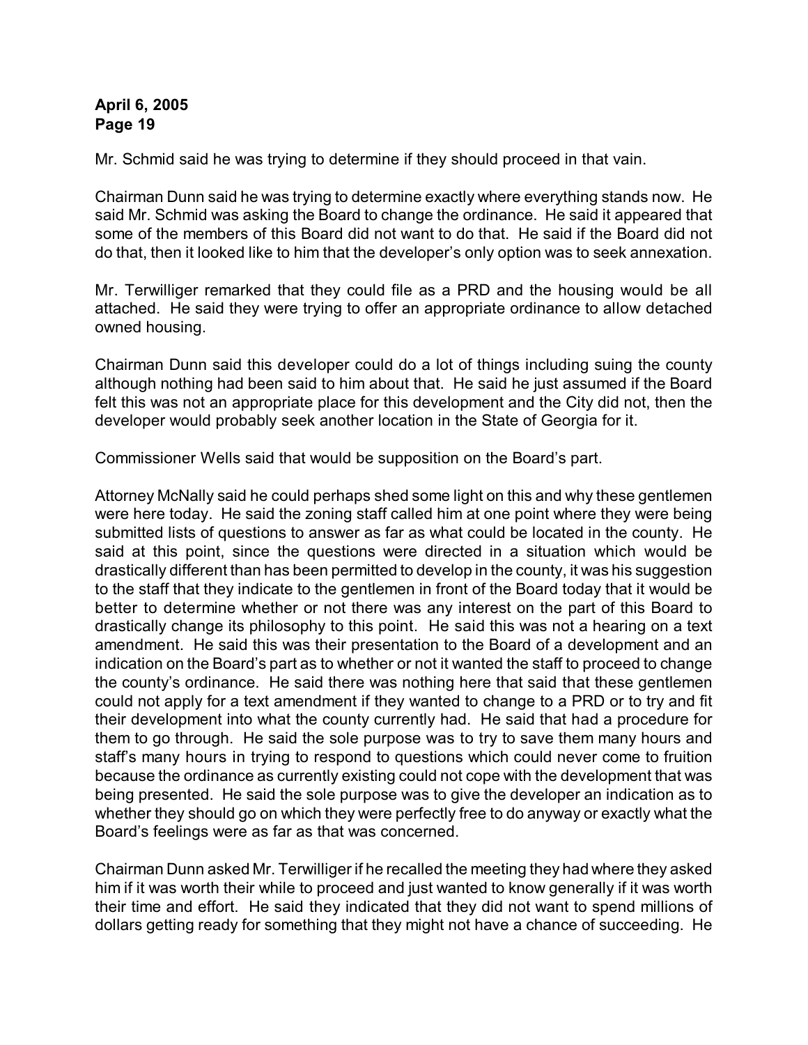Mr. Schmid said he was trying to determine if they should proceed in that vain.

Chairman Dunn said he was trying to determine exactly where everything stands now. He said Mr. Schmid was asking the Board to change the ordinance. He said it appeared that some of the members of this Board did not want to do that. He said if the Board did not do that, then it looked like to him that the developer's only option was to seek annexation.

Mr. Terwilliger remarked that they could file as a PRD and the housing would be all attached. He said they were trying to offer an appropriate ordinance to allow detached owned housing.

Chairman Dunn said this developer could do a lot of things including suing the county although nothing had been said to him about that. He said he just assumed if the Board felt this was not an appropriate place for this development and the City did not, then the developer would probably seek another location in the State of Georgia for it.

Commissioner Wells said that would be supposition on the Board's part.

Attorney McNally said he could perhaps shed some light on this and why these gentlemen were here today. He said the zoning staff called him at one point where they were being submitted lists of questions to answer as far as what could be located in the county. He said at this point, since the questions were directed in a situation which would be drastically different than has been permitted to develop in the county, it was his suggestion to the staff that they indicate to the gentlemen in front of the Board today that it would be better to determine whether or not there was any interest on the part of this Board to drastically change its philosophy to this point. He said this was not a hearing on a text amendment. He said this was their presentation to the Board of a development and an indication on the Board's part as to whether or not it wanted the staff to proceed to change the county's ordinance. He said there was nothing here that said that these gentlemen could not apply for a text amendment if they wanted to change to a PRD or to try and fit their development into what the county currently had. He said that had a procedure for them to go through. He said the sole purpose was to try to save them many hours and staff's many hours in trying to respond to questions which could never come to fruition because the ordinance as currently existing could not cope with the development that was being presented. He said the sole purpose was to give the developer an indication as to whether they should go on which they were perfectly free to do anyway or exactly what the Board's feelings were as far as that was concerned.

Chairman Dunn asked Mr. Terwilliger if he recalled the meeting they had where they asked him if it was worth their while to proceed and just wanted to know generally if it was worth their time and effort. He said they indicated that they did not want to spend millions of dollars getting ready for something that they might not have a chance of succeeding. He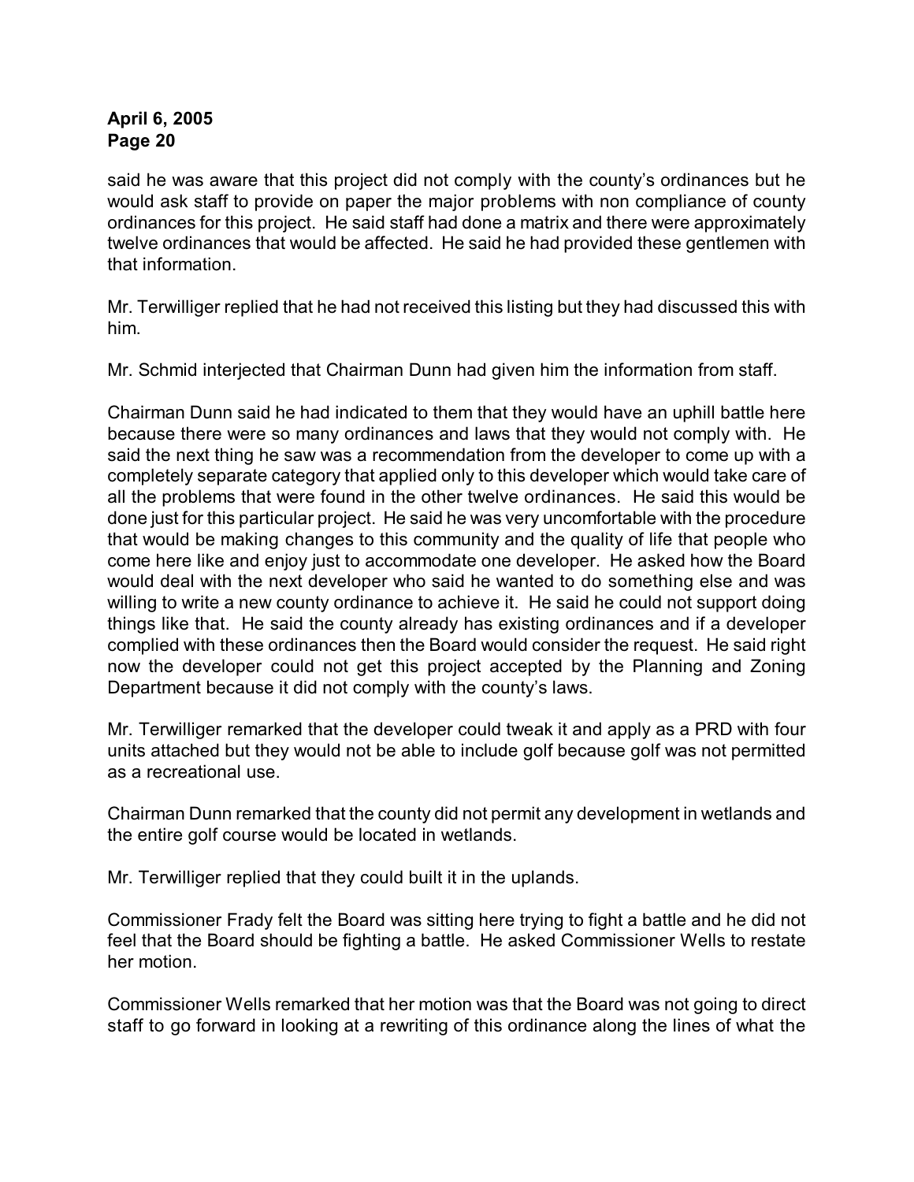said he was aware that this project did not comply with the county's ordinances but he would ask staff to provide on paper the major problems with non compliance of county ordinances for this project. He said staff had done a matrix and there were approximately twelve ordinances that would be affected. He said he had provided these gentlemen with that information.

Mr. Terwilliger replied that he had not received this listing but they had discussed this with him.

Mr. Schmid interjected that Chairman Dunn had given him the information from staff.

Chairman Dunn said he had indicated to them that they would have an uphill battle here because there were so many ordinances and laws that they would not comply with. He said the next thing he saw was a recommendation from the developer to come up with a completely separate category that applied only to this developer which would take care of all the problems that were found in the other twelve ordinances. He said this would be done just for this particular project. He said he was very uncomfortable with the procedure that would be making changes to this community and the quality of life that people who come here like and enjoy just to accommodate one developer. He asked how the Board would deal with the next developer who said he wanted to do something else and was willing to write a new county ordinance to achieve it. He said he could not support doing things like that. He said the county already has existing ordinances and if a developer complied with these ordinances then the Board would consider the request. He said right now the developer could not get this project accepted by the Planning and Zoning Department because it did not comply with the county's laws.

Mr. Terwilliger remarked that the developer could tweak it and apply as a PRD with four units attached but they would not be able to include golf because golf was not permitted as a recreational use.

Chairman Dunn remarked that the county did not permit any development in wetlands and the entire golf course would be located in wetlands.

Mr. Terwilliger replied that they could built it in the uplands.

Commissioner Frady felt the Board was sitting here trying to fight a battle and he did not feel that the Board should be fighting a battle. He asked Commissioner Wells to restate her motion.

Commissioner Wells remarked that her motion was that the Board was not going to direct staff to go forward in looking at a rewriting of this ordinance along the lines of what the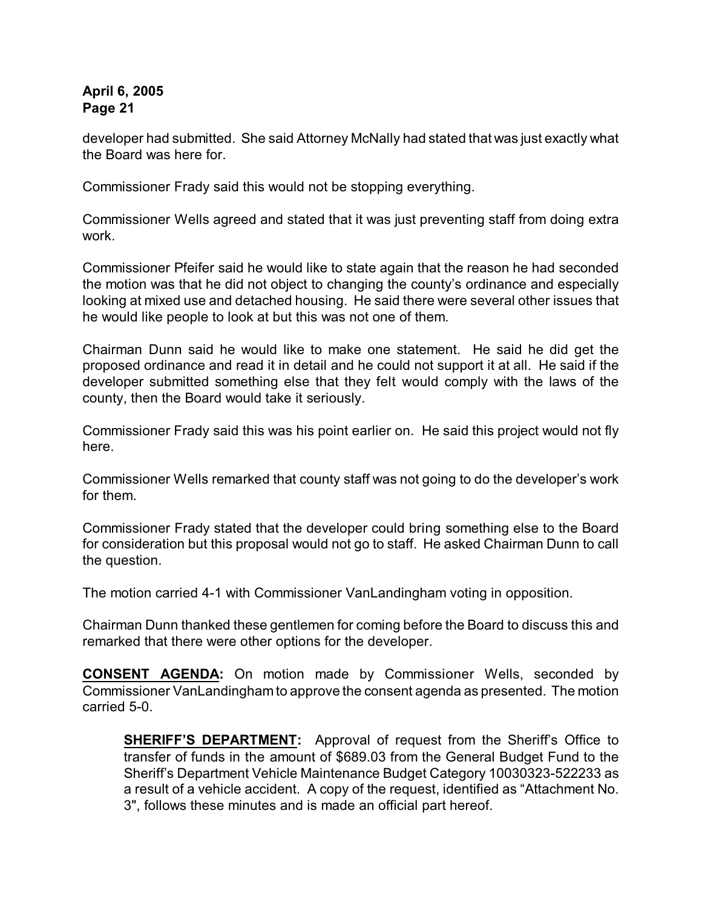developer had submitted. She said Attorney McNally had stated that was just exactly what the Board was here for.

Commissioner Frady said this would not be stopping everything.

Commissioner Wells agreed and stated that it was just preventing staff from doing extra work.

Commissioner Pfeifer said he would like to state again that the reason he had seconded the motion was that he did not object to changing the county's ordinance and especially looking at mixed use and detached housing. He said there were several other issues that he would like people to look at but this was not one of them.

Chairman Dunn said he would like to make one statement. He said he did get the proposed ordinance and read it in detail and he could not support it at all. He said if the developer submitted something else that they felt would comply with the laws of the county, then the Board would take it seriously.

Commissioner Frady said this was his point earlier on. He said this project would not fly here.

Commissioner Wells remarked that county staff was not going to do the developer's work for them.

Commissioner Frady stated that the developer could bring something else to the Board for consideration but this proposal would not go to staff. He asked Chairman Dunn to call the question.

The motion carried 4-1 with Commissioner VanLandingham voting in opposition.

Chairman Dunn thanked these gentlemen for coming before the Board to discuss this and remarked that there were other options for the developer.

**CONSENT AGENDA:** On motion made by Commissioner Wells, seconded by Commissioner VanLandingham to approve the consent agenda as presented. The motion carried 5-0.

> **SHERIFF'S DEPARTMENT:** Approval of request from the Sheriff's Office to transfer of funds in the amount of $689.03 from the General Budget Fund to the Sheriff's Department Vehicle Maintenance Budget Category 10030323-522233 as a result of a vehicle accident. A copy of the request, identified as "Attachment No. 3", follows these minutes and is made an official part hereof.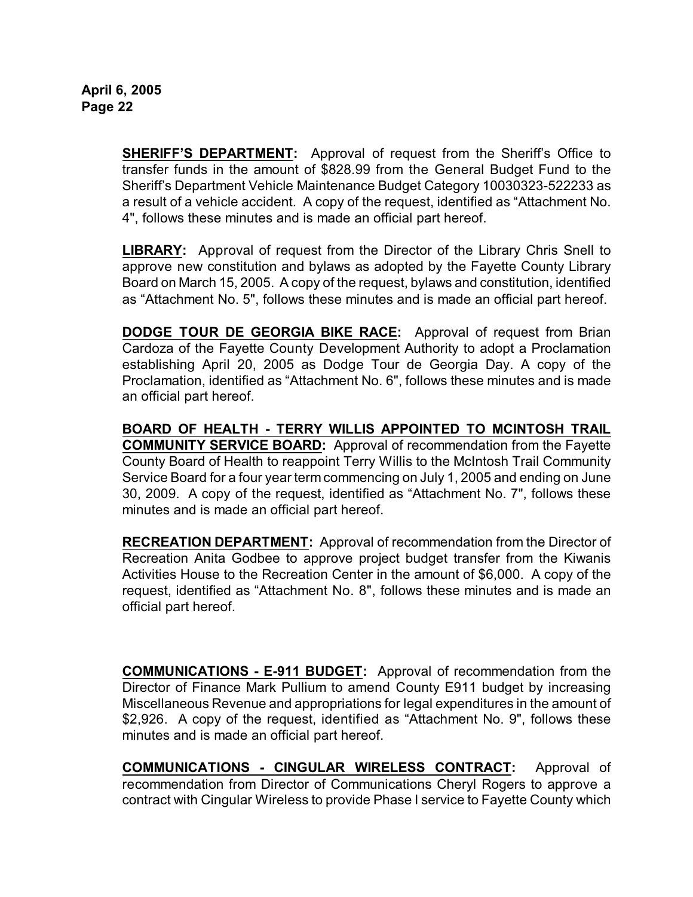**SHERIFF'S DEPARTMENT:** Approval of request from the Sheriff's Office to transfer funds in the amount of $828.99 from the General Budget Fund to the Sheriff's Department Vehicle Maintenance Budget Category 10030323-522233 as a result of a vehicle accident. A copy of the request, identified as "Attachment No. 4", follows these minutes and is made an official part hereof.

**LIBRARY:** Approval of request from the Director of the Library Chris Snell to approve new constitution and bylaws as adopted by the Fayette County Library Board on March 15, 2005. A copy of the request, bylaws and constitution, identified as "Attachment No. 5", follows these minutes and is made an official part hereof.

**DODGE TOUR DE GEORGIA BIKE RACE:** Approval of request from Brian Cardoza of the Fayette County Development Authority to adopt a Proclamation establishing April 20, 2005 as Dodge Tour de Georgia Day. A copy of the Proclamation, identified as "Attachment No. 6", follows these minutes and is made an official part hereof.

**BOARD OF HEALTH - TERRY WILLIS APPOINTED TO MCINTOSH TRAIL COMMUNITY SERVICE BOARD:** Approval of recommendation from the Fayette County Board of Health to reappoint Terry Willis to the McIntosh Trail Community Service Board for a four year term commencing on July 1, 2005 and ending on June 30, 2009. A copy of the request, identified as "Attachment No. 7", follows these minutes and is made an official part hereof.

**RECREATION DEPARTMENT:** Approval of recommendation from the Director of Recreation Anita Godbee to approve project budget transfer from the Kiwanis Activities House to the Recreation Center in the amount of $6,000. A copy of the request, identified as "Attachment No. 8", follows these minutes and is made an official part hereof.

**COMMUNICATIONS - E-911 BUDGET:** Approval of recommendation from the Director of Finance Mark Pullium to amend County E911 budget by increasing Miscellaneous Revenue and appropriations for legal expenditures in the amount of $2,926. A copy of the request, identified as "Attachment No. 9", follows these minutes and is made an official part hereof.

**COMMUNICATIONS - CINGULAR WIRELESS CONTRACT:** Approval of recommendation from Director of Communications Cheryl Rogers to approve a contract with Cingular Wireless to provide Phase I service to Fayette County which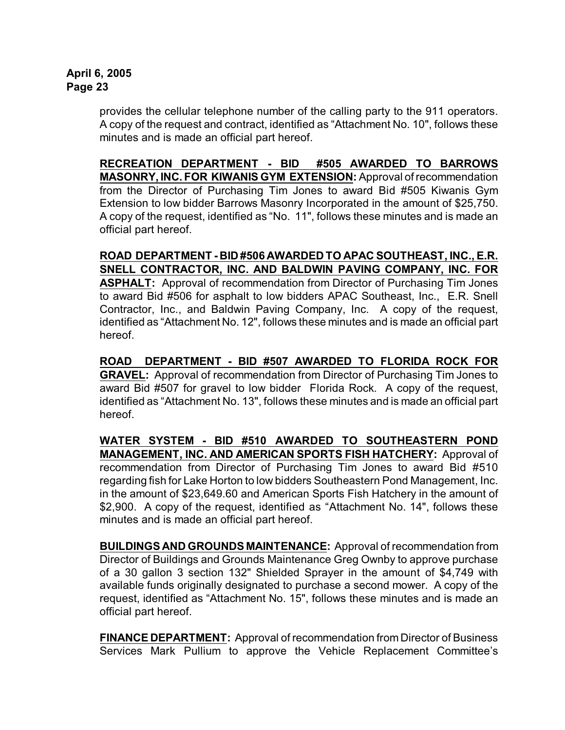provides the cellular telephone number of the calling party to the 911 operators. A copy of the request and contract, identified as "Attachment No. 10", follows these minutes and is made an official part hereof.

**RECREATION DEPARTMENT - BID #505 AWARDED TO BARROWS MASONRY, INC. FOR KIWANIS GYM EXTENSION:** Approval of recommendation from the Director of Purchasing Tim Jones to award Bid #505 Kiwanis Gym Extension to low bidder Barrows Masonry Incorporated in the amount of $25,750. A copy of the request, identified as "No. 11", follows these minutes and is made an official part hereof.

**ROAD DEPARTMENT - BID #506 AWARDED TO APAC SOUTHEAST, INC., E.R. SNELL CONTRACTOR, INC. AND BALDWIN PAVING COMPANY, INC. FOR ASPHALT:** Approval of recommendation from Director of Purchasing Tim Jones to award Bid #506 for asphalt to low bidders APAC Southeast, Inc., E.R. Snell Contractor, Inc., and Baldwin Paving Company, Inc. A copy of the request, identified as "Attachment No. 12", follows these minutes and is made an official part hereof.

**ROAD DEPARTMENT - BID #507 AWARDED TO FLORIDA ROCK FOR GRAVEL:** Approval of recommendation from Director of Purchasing Tim Jones to award Bid #507 for gravel to low bidder Florida Rock. A copy of the request, identified as "Attachment No. 13", follows these minutes and is made an official part hereof.

**WATER SYSTEM - BID #510 AWARDED TO SOUTHEASTERN POND MANAGEMENT, INC. AND AMERICAN SPORTS FISH HATCHERY:** Approval of recommendation from Director of Purchasing Tim Jones to award Bid #510 regarding fish for Lake Horton to low bidders Southeastern Pond Management, Inc. in the amount of $23,649.60 and American Sports Fish Hatchery in the amount of $2,900. A copy of the request, identified as "Attachment No. 14", follows these minutes and is made an official part hereof.

**BUILDINGS AND GROUNDS MAINTENANCE:** Approval of recommendation from Director of Buildings and Grounds Maintenance Greg Ownby to approve purchase of a 30 gallon 3 section 132" Shielded Sprayer in the amount of $4,749 with available funds originally designated to purchase a second mower. A copy of the request, identified as "Attachment No. 15", follows these minutes and is made an official part hereof.

**FINANCE DEPARTMENT:** Approval of recommendation from Director of Business Services Mark Pullium to approve the Vehicle Replacement Committee's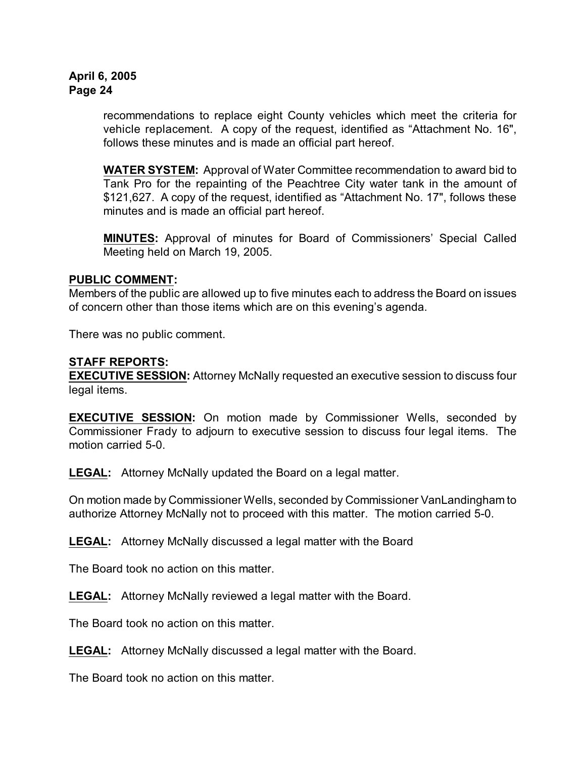recommendations to replace eight County vehicles which meet the criteria for vehicle replacement. A copy of the request, identified as "Attachment No. 16", follows these minutes and is made an official part hereof.

**WATER SYSTEM:** Approval of Water Committee recommendation to award bid to Tank Pro for the repainting of the Peachtree City water tank in the amount of $121,627. A copy of the request, identified as "Attachment No. 17", follows these minutes and is made an official part hereof.

**MINUTES:** Approval of minutes for Board of Commissioners' Special Called Meeting held on March 19, 2005.

**PUBLIC COMMENT:**
Members of the public are allowed up to five minutes each to address the Board on issues of concern other than those items which are on this evening's agenda.

There was no public comment.

**STAFF REPORTS:**
**EXECUTIVE SESSION:** Attorney McNally requested an executive session to discuss four legal items.

**EXECUTIVE SESSION:** On motion made by Commissioner Wells, seconded by Commissioner Frady to adjourn to executive session to discuss four legal items. The motion carried 5-0.

**LEGAL:** Attorney McNally updated the Board on a legal matter.

On motion made by Commissioner Wells, seconded by Commissioner VanLandingham to authorize Attorney McNally not to proceed with this matter. The motion carried 5-0.

**LEGAL:** Attorney McNally discussed a legal matter with the Board

The Board took no action on this matter.

**LEGAL:** Attorney McNally reviewed a legal matter with the Board.

The Board took no action on this matter.

**LEGAL:** Attorney McNally discussed a legal matter with the Board.

The Board took no action on this matter.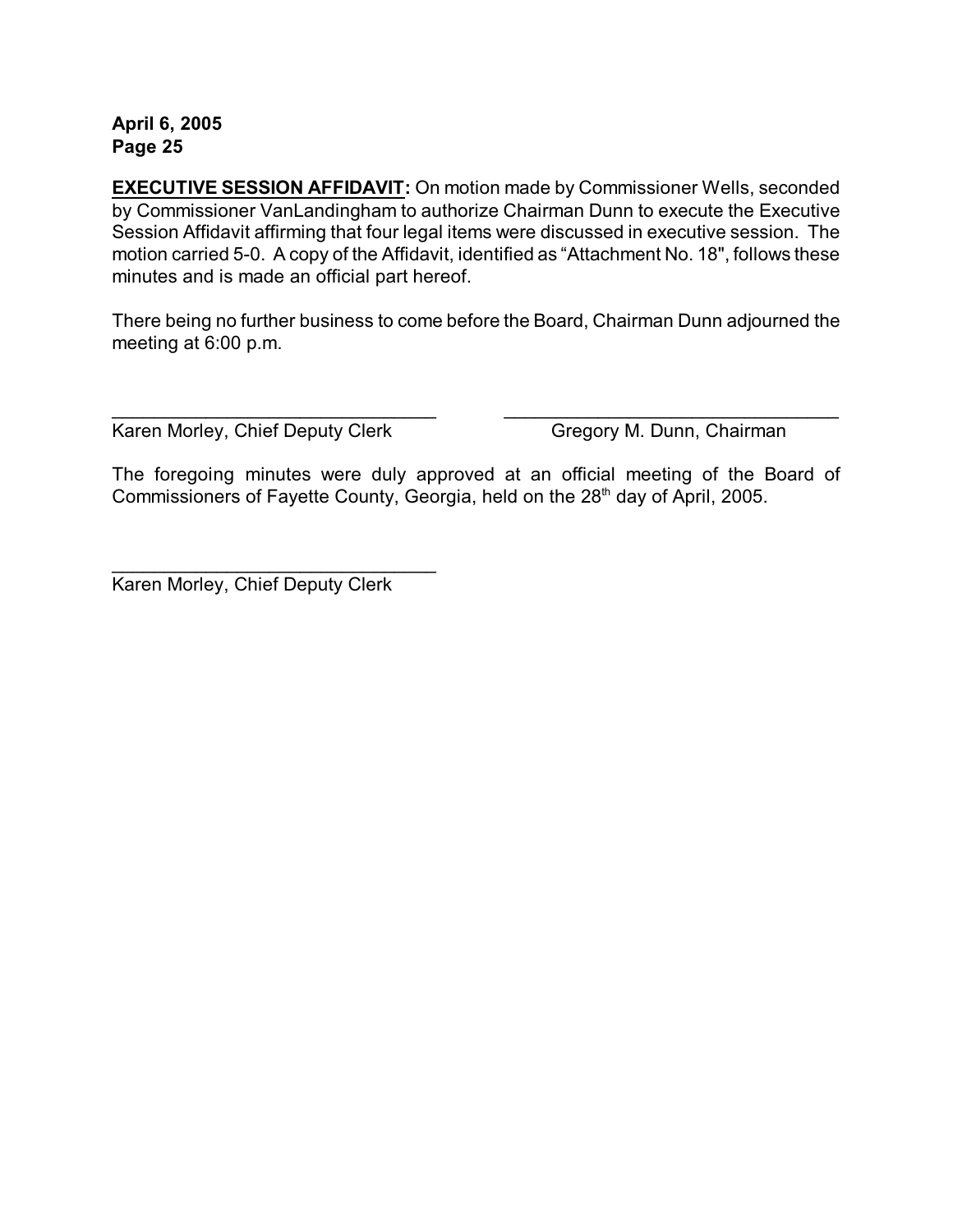**EXECUTIVE SESSION AFFIDAVIT:** On motion made by Commissioner Wells, seconded by Commissioner VanLandingham to authorize Chairman Dunn to execute the Executive Session Affidavit affirming that four legal items were discussed in executive session. The motion carried 5-0. A copy of the Affidavit, identified as "Attachment No. 18", follows these minutes and is made an official part hereof.

There being no further business to come before the Board, Chairman Dunn adjourned the meeting at 6:00 p.m.

\_\_\_\_\_\_\_\_\_\_\_\_\_\_\_\_\_\_\_\_\_\_\_\_\_\_\_\_\_\_\_\_ \_\_\_\_\_\_\_\_\_\_\_\_\_\_\_\_\_\_\_\_\_\_\_\_\_\_\_\_\_\_\_\_

Karen Morley, Chief Deputy Clerk Gregory M. Dunn, Chairman

The foregoing minutes were duly approved at an official meeting of the Board of Commissioners of Fayette County, Georgia, held on the 28th day of April, 2005.

\_\_\_\_\_\_\_\_\_\_\_\_\_\_\_\_\_\_\_\_\_\_\_\_\_\_\_\_\_\_\_\_

Karen Morley, Chief Deputy Clerk